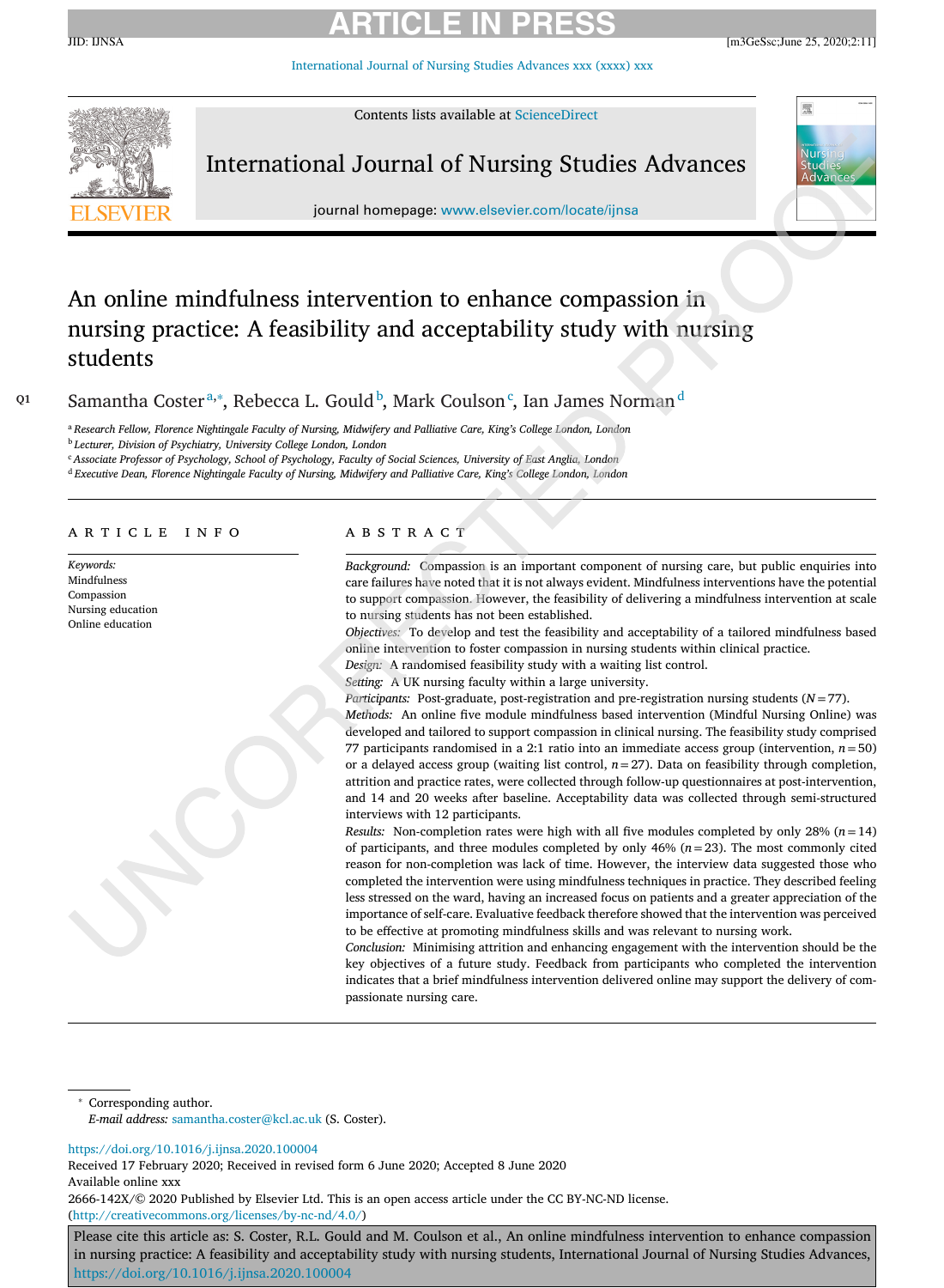# An online mindfulness intervention to enhance compassion in nursing practice: A feasibility and acceptability study with nursing students

Samantha Coster[a,*], Rebecca L. Gould[b], Mark Coulson[c], Ian James Norman[d]

[a] Research Fellow, Florence Nightingale Faculty of Nursing, Midwifery and Palliative Care, King's College London, London
[b] Lecturer, Division of Psychiatry, University College London, London
[c] Associate Professor of Psychology, School of Psychology, Faculty of Social Sciences, University of East Anglia, London
[d] Executive Dean, Florence Nightingale Faculty of Nursing, Midwifery and Palliative Care, King's College London, London

## ARTICLE INFO

*Keywords:*
Mindfulness
Compassion
Nursing education
Online education

## ABSTRACT

*Background:* Compassion is an important component of nursing care, but public enquiries into care failures have noted that it is not always evident. Mindfulness interventions have the potential to support compassion. However, the feasibility of delivering a mindfulness intervention at scale to nursing students has not been established.

*Objectives:* To develop and test the feasibility and acceptability of a tailored mindfulness based online intervention to foster compassion in nursing students within clinical practice.

*Design:* A randomised feasibility study with a waiting list control.

*Setting:* A UK nursing faculty within a large university.

*Participants:* Post-graduate, post-registration and pre-registration nursing students ($N = 77$).

*Methods:* An online five module mindfulness based intervention (Mindful Nursing Online) was developed and tailored to support compassion in clinical nursing. The feasibility study comprised 77 participants randomised in a 2:1 ratio into an immediate access group (intervention, $n = 50$) or a delayed access group (waiting list control, $n = 27$). Data on feasibility through completion, attrition and practice rates, were collected through follow-up questionnaires at post-intervention, and 14 and 20 weeks after baseline. Acceptability data was collected through semi-structured interviews with 12 participants.

*Results:* Non-completion rates were high with all five modules completed by only 28% ($n = 14$) of participants, and three modules completed by only 46% ($n = 23$). The most commonly cited reason for non-completion was lack of time. However, the interview data suggested those who completed the intervention were using mindfulness techniques in practice. They described feeling less stressed on the ward, having an increased focus on patients and a greater appreciation of the importance of self-care. Evaluative feedback therefore showed that the intervention was perceived to be effective at promoting mindfulness skills and was relevant to nursing work.

*Conclusion:* Minimising attrition and enhancing engagement with the intervention should be the key objectives of a future study. Feedback from participants who completed the intervention indicates that a brief mindfulness intervention delivered online may support the delivery of compassionate nursing care.

---

* Corresponding author.
*E-mail address:* samantha.coster@kcl.ac.uk (S. Coster).

https://doi.org/10.1016/j.ijnsa.2020.100004
Received 17 February 2020; Received in revised form 6 June 2020; Accepted 8 June 2020
Available online xxx
2666-142X/© 2020 Published by Elsevier Ltd. This is an open access article under the CC BY-NC-ND license. (http://creativecommons.org/licenses/by-nc-nd/4.0/)

Please cite this article as: S. Coster, R.L. Gould and M. Coulson et al., An online mindfulness intervention to enhance compassion in nursing practice: A feasibility and acceptability study with nursing students, International Journal of Nursing Studies Advances, https://doi.org/10.1016/j.ijnsa.2020.100004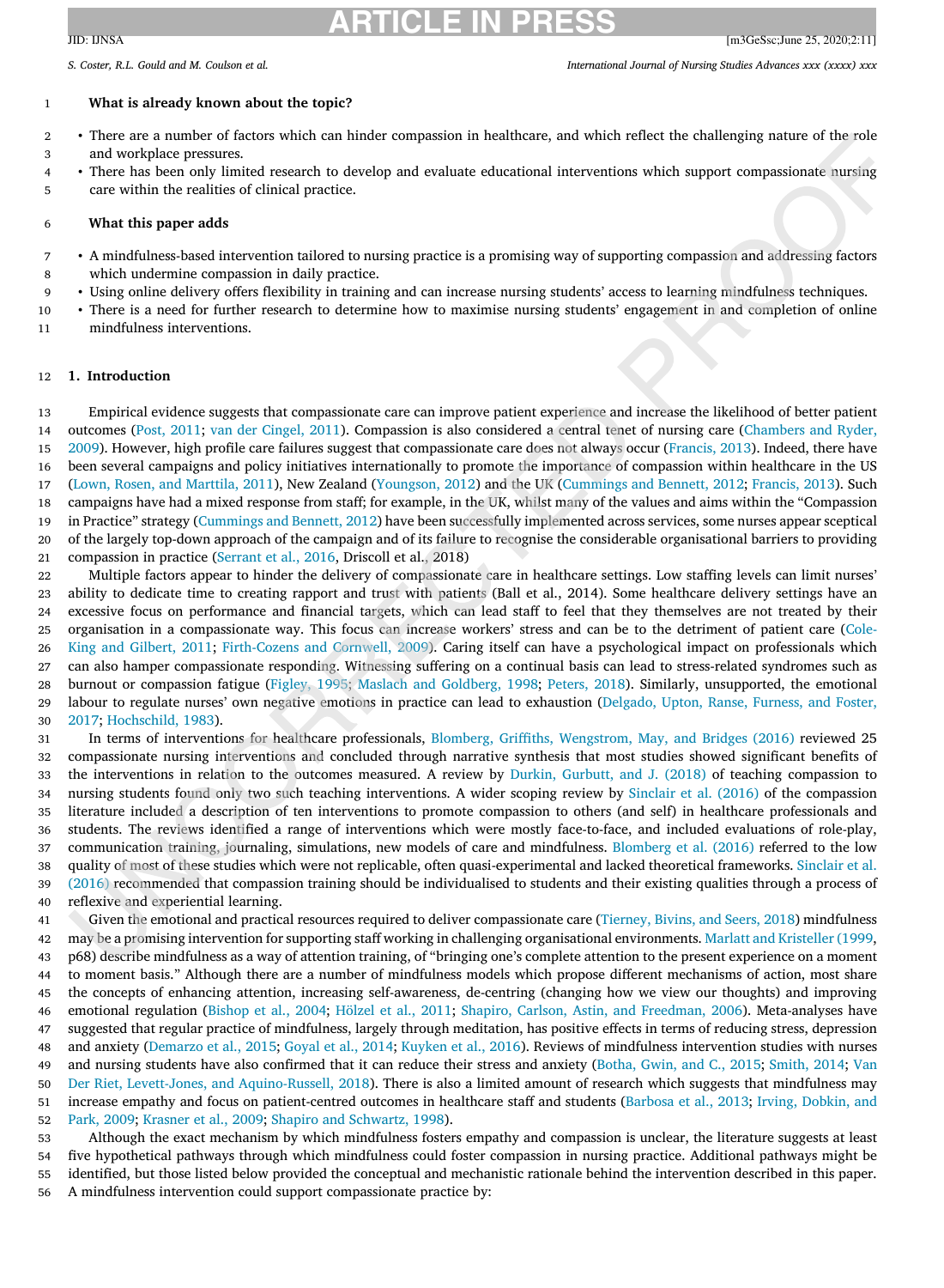**What is already known about the topic?**

- There are a number of factors which can hinder compassion in healthcare, and which reflect the challenging nature of the role and workplace pressures.
- There has been only limited research to develop and evaluate educational interventions which support compassionate nursing care within the realities of clinical practice.

**What this paper adds**

- A mindfulness-based intervention tailored to nursing practice is a promising way of supporting compassion and addressing factors which undermine compassion in daily practice.
- Using online delivery offers flexibility in training and can increase nursing students' access to learning mindfulness techniques.
- There is a need for further research to determine how to maximise nursing students' engagement in and completion of online mindfulness interventions.

## 1. Introduction

Empirical evidence suggests that compassionate care can improve patient experience and increase the likelihood of better patient outcomes (Post, 2011; van der Cingel, 2011). Compassion is also considered a central tenet of nursing care (Chambers and Ryder, 2009). However, high profile care failures suggest that compassionate care does not always occur (Francis, 2013). Indeed, there have been several campaigns and policy initiatives internationally to promote the importance of compassion within healthcare in the US (Lown, Rosen, and Marttila, 2011), New Zealand (Youngson, 2012) and the UK (Cummings and Bennett, 2012; Francis, 2013). Such campaigns have had a mixed response from staff; for example, in the UK, whilst many of the values and aims within the "Compassion in Practice" strategy (Cummings and Bennett, 2012) have been successfully implemented across services, some nurses appear sceptical of the largely top-down approach of the campaign and of its failure to recognise the considerable organisational barriers to providing compassion in practice (Serrant et al., 2016, Driscoll et al., 2018)

Multiple factors appear to hinder the delivery of compassionate care in healthcare settings. Low staffing levels can limit nurses' ability to dedicate time to creating rapport and trust with patients (Ball et al., 2014). Some healthcare delivery settings have an excessive focus on performance and financial targets, which can lead staff to feel that they themselves are not treated by their organisation in a compassionate way. This focus can increase workers' stress and can be to the detriment of patient care (Cole-King and Gilbert, 2011; Firth-Cozens and Cornwell, 2009). Caring itself can have a psychological impact on professionals which can also hamper compassionate responding. Witnessing suffering on a continual basis can lead to stress-related syndromes such as burnout or compassion fatigue (Figley, 1995; Maslach and Goldberg, 1998; Peters, 2018). Similarly, unsupported, the emotional labour to regulate nurses' own negative emotions in practice can lead to exhaustion (Delgado, Upton, Ranse, Furness, and Foster, 2017; Hochschild, 1983).

In terms of interventions for healthcare professionals, Blomberg, Griffiths, Wengstrom, May, and Bridges (2016) reviewed 25 compassionate nursing interventions and concluded through narrative synthesis that most studies showed significant benefits of the interventions in relation to the outcomes measured. A review by Durkin, Gurbutt, and J. (2018) of teaching compassion to nursing students found only two such teaching interventions. A wider scoping review by Sinclair et al. (2016) of the compassion literature included a description of ten interventions to promote compassion to others (and self) in healthcare professionals and students. The reviews identified a range of interventions which were mostly face-to-face, and included evaluations of role-play, communication training, journaling, simulations, new models of care and mindfulness. Blomberg et al. (2016) referred to the low quality of most of these studies which were not replicable, often quasi-experimental and lacked theoretical frameworks. Sinclair et al. (2016) recommended that compassion training should be individualised to students and their existing qualities through a process of reflexive and experiential learning.

Given the emotional and practical resources required to deliver compassionate care (Tierney, Bivins, and Seers, 2018) mindfulness may be a promising intervention for supporting staff working in challenging organisational environments. Marlatt and Kristeller (1999, p68) describe mindfulness as a way of attention training, of "bringing one's complete attention to the present experience on a moment to moment basis." Although there are a number of mindfulness models which propose different mechanisms of action, most share the concepts of enhancing attention, increasing self-awareness, de-centring (changing how we view our thoughts) and improving emotional regulation (Bishop et al., 2004; Hölzel et al., 2011; Shapiro, Carlson, Astin, and Freedman, 2006). Meta-analyses have suggested that regular practice of mindfulness, largely through meditation, has positive effects in terms of reducing stress, depression and anxiety (Demarzo et al., 2015; Goyal et al., 2014; Kuyken et al., 2016). Reviews of mindfulness intervention studies with nurses and nursing students have also confirmed that it can reduce their stress and anxiety (Botha, Gwin, and C., 2015; Smith, 2014; Van Der Riet, Levett-Jones, and Aquino-Russell, 2018). There is also a limited amount of research which suggests that mindfulness may increase empathy and focus on patient-centred outcomes in healthcare staff and students (Barbosa et al., 2013; Irving, Dobkin, and Park, 2009; Krasner et al., 2009; Shapiro and Schwartz, 1998).

Although the exact mechanism by which mindfulness fosters empathy and compassion is unclear, the literature suggests at least five hypothetical pathways through which mindfulness could foster compassion in nursing practice. Additional pathways might be identified, but those listed below provided the conceptual and mechanistic rationale behind the intervention described in this paper. A mindfulness intervention could support compassionate practice by: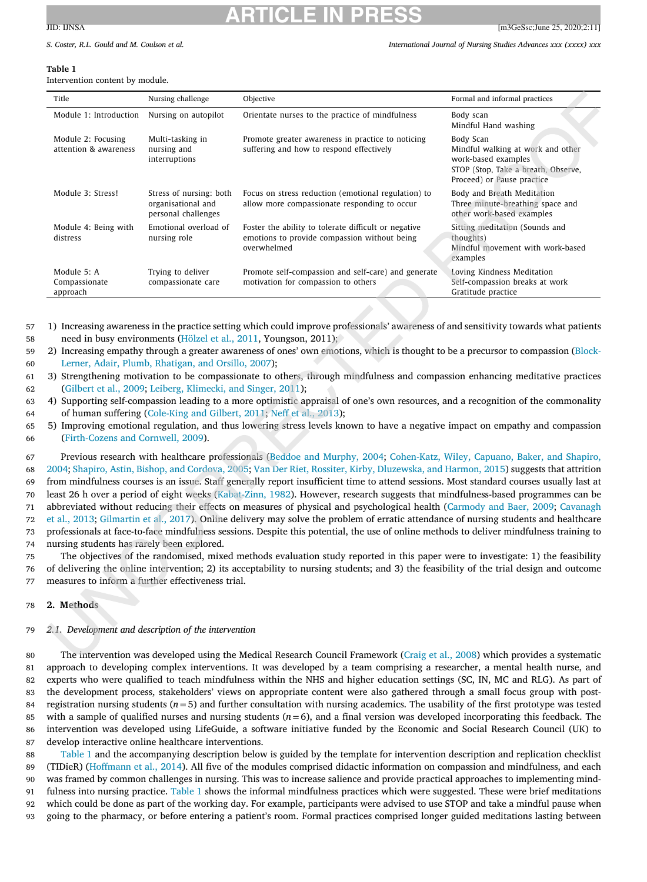**Table 1**
Intervention content by module.

| Title | Nursing challenge | Objective | Formal and informal practices |
|---|---|---|---|
| Module 1: Introduction | Nursing on autopilot | Orientate nurses to the practice of mindfulness | Body scan<br>Mindful Hand washing |
| Module 2: Focusing attention & awareness | Multi-tasking in nursing and interruptions | Promote greater awareness in practice to noticing suffering and how to respond effectively | Body Scan<br>Mindful walking at work and other work-based examples<br>STOP (Stop, Take a breath, Observe, Proceed) or Pause practice |
| Module 3: Stress! | Stress of nursing: both organisational and personal challenges | Focus on stress reduction (emotional regulation) to allow more compassionate responding to occur | Body and Breath Meditation<br>Three minute-breathing space and other work-based examples |
| Module 4: Being with distress | Emotional overload of nursing role | Foster the ability to tolerate difficult or negative emotions to provide compassion without being overwhelmed | Sitting meditation (Sounds and thoughts)<br>Mindful movement with work-based examples |
| Module 5: A Compassionate approach | Trying to deliver compassionate care | Promote self-compassion and self-care) and generate motivation for compassion to others | Loving Kindness Meditation<br>Self-compassion breaks at work<br>Gratitude practice |

1) Increasing awareness in the practice setting which could improve professionals' awareness of and sensitivity towards what patients need in busy environments (Hölzel et al., 2011, Youngson, 2011);
2) Increasing empathy through a greater awareness of ones' own emotions, which is thought to be a precursor to compassion (Block-Lerner, Adair, Plumb, Rhatigan, and Orsillo, 2007);
3) Strengthening motivation to be compassionate to others, through mindfulness and compassion enhancing meditative practices (Gilbert et al., 2009; Leiberg, Klimecki, and Singer, 2011);
4) Supporting self-compassion leading to a more optimistic appraisal of one's own resources, and a recognition of the commonality of human suffering (Cole-King and Gilbert, 2011; Neff et al., 2013);
5) Improving emotional regulation, and thus lowering stress levels known to have a negative impact on empathy and compassion (Firth-Cozens and Cornwell, 2009).

Previous research with healthcare professionals (Beddoe and Murphy, 2004; Cohen-Katz, Wiley, Capuano, Baker, and Shapiro, 2004; Shapiro, Astin, Bishop, and Cordova, 2005; Van Der Riet, Rossiter, Kirby, Dluzewska, and Harmon, 2015) suggests that attrition from mindfulness courses is an issue. Staff generally report insufficient time to attend sessions. Most standard courses usually last at least 26 h over a period of eight weeks (Kabat-Zinn, 1982). However, research suggests that mindfulness-based programmes can be abbreviated without reducing their effects on measures of physical and psychological health (Carmody and Baer, 2009; Cavanagh et al., 2013; Gilmartin et al., 2017). Online delivery may solve the problem of erratic attendance of nursing students and healthcare professionals at face-to-face mindfulness sessions. Despite this potential, the use of online methods to deliver mindfulness training to nursing students has rarely been explored.

The objectives of the randomised, mixed methods evaluation study reported in this paper were to investigate: 1) the feasibility of delivering the online intervention; 2) its acceptability to nursing students; and 3) the feasibility of the trial design and outcome measures to inform a further effectiveness trial.

## 2. Methods

### *2.1. Development and description of the intervention*

The intervention was developed using the Medical Research Council Framework (Craig et al., 2008) which provides a systematic approach to developing complex interventions. It was developed by a team comprising a researcher, a mental health nurse, and experts who were qualified to teach mindfulness within the NHS and higher education settings (SC, IN, MC and RLG). As part of the development process, stakeholders' views on appropriate content were also gathered through a small focus group with post-registration nursing students ($n = 5$) and further consultation with nursing academics. The usability of the first prototype was tested with a sample of qualified nurses and nursing students ($n = 6$), and a final version was developed incorporating this feedback. The intervention was developed using LifeGuide, a software initiative funded by the Economic and Social Research Council (UK) to develop interactive online healthcare interventions.

Table 1 and the accompanying description below is guided by the template for intervention description and replication checklist (TIDieR) (Hoffmann et al., 2014). All five of the modules comprised didactic information on compassion and mindfulness, and each was framed by common challenges in nursing. This was to increase salience and provide practical approaches to implementing mindfulness into nursing practice. Table 1 shows the informal mindfulness practices which were suggested. These were brief meditations which could be done as part of the working day. For example, participants were advised to use STOP and take a mindful pause when going to the pharmacy, or before entering a patient's room. Formal practices comprised longer guided meditations lasting between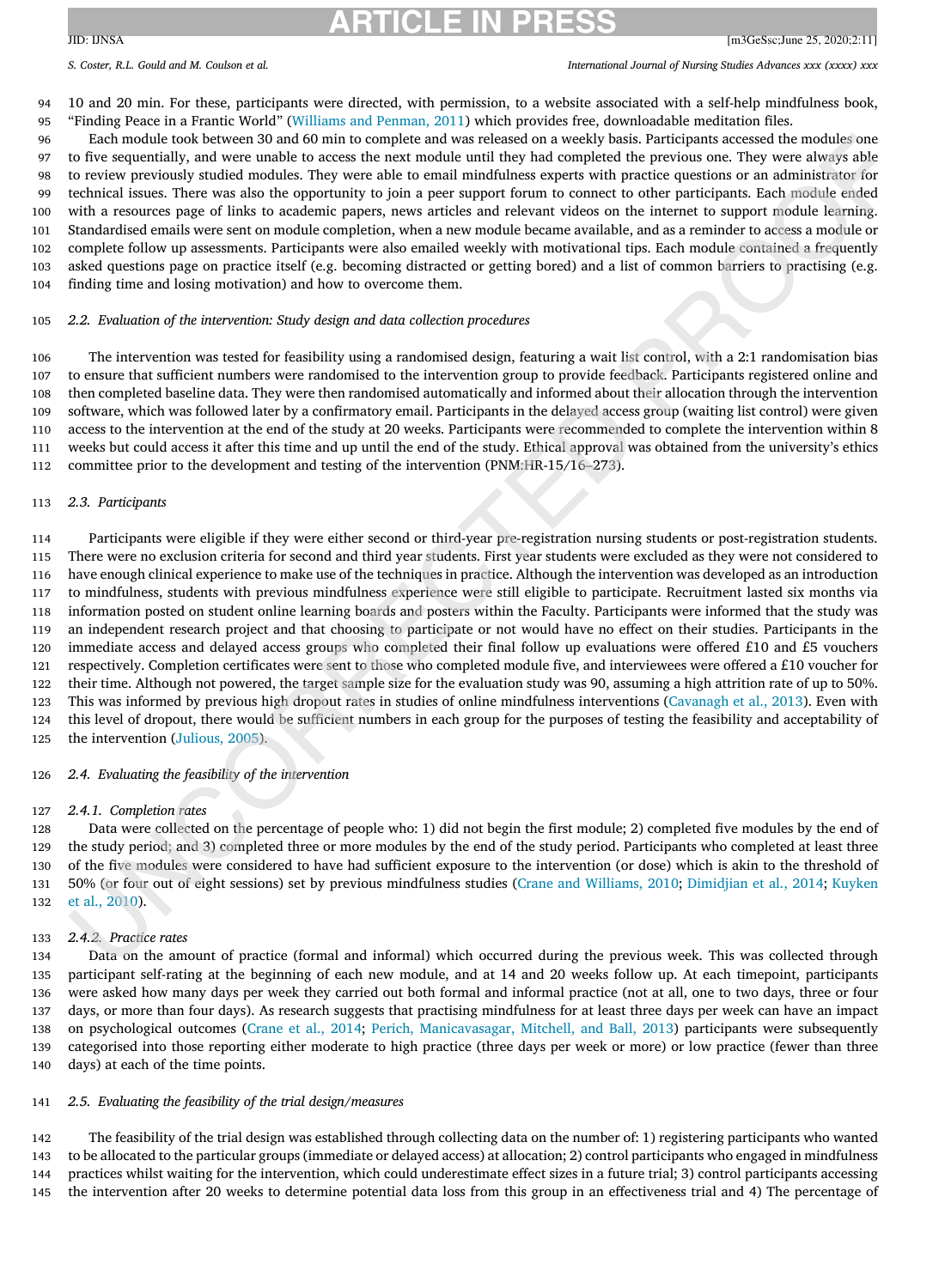10 and 20 min. For these, participants were directed, with permission, to a website associated with a self-help mindfulness book, "Finding Peace in a Frantic World" (Williams and Penman, 2011) which provides free, downloadable meditation files.

Each module took between 30 and 60 min to complete and was released on a weekly basis. Participants accessed the modules one to five sequentially, and were unable to access the next module until they had completed the previous one. They were always able to review previously studied modules. They were able to email mindfulness experts with practice questions or an administrator for technical issues. There was also the opportunity to join a peer support forum to connect to other participants. Each module ended with a resources page of links to academic papers, news articles and relevant videos on the internet to support module learning. Standardised emails were sent on module completion, when a new module became available, and as a reminder to access a module or complete follow up assessments. Participants were also emailed weekly with motivational tips. Each module contained a frequently asked questions page on practice itself (e.g. becoming distracted or getting bored) and a list of common barriers to practising (e.g. finding time and losing motivation) and how to overcome them.

### 2.2. Evaluation of the intervention: Study design and data collection procedures

The intervention was tested for feasibility using a randomised design, featuring a wait list control, with a 2:1 randomisation bias to ensure that sufficient numbers were randomised to the intervention group to provide feedback. Participants registered online and then completed baseline data. They were then randomised automatically and informed about their allocation through the intervention software, which was followed later by a confirmatory email. Participants in the delayed access group (waiting list control) were given access to the intervention at the end of the study at 20 weeks. Participants were recommended to complete the intervention within 8 weeks but could access it after this time and up until the end of the study. Ethical approval was obtained from the university's ethics committee prior to the development and testing of the intervention (PNM:HR-15/16–273).

### 2.3. Participants

Participants were eligible if they were either second or third-year pre-registration nursing students or post-registration students. There were no exclusion criteria for second and third year students. First year students were excluded as they were not considered to have enough clinical experience to make use of the techniques in practice. Although the intervention was developed as an introduction to mindfulness, students with previous mindfulness experience were still eligible to participate. Recruitment lasted six months via information posted on student online learning boards and posters within the Faculty. Participants were informed that the study was an independent research project and that choosing to participate or not would have no effect on their studies. Participants in the immediate access and delayed access groups who completed their final follow up evaluations were offered £10 and £5 vouchers respectively. Completion certificates were sent to those who completed module five, and interviewees were offered a £10 voucher for their time. Although not powered, the target sample size for the evaluation study was 90, assuming a high attrition rate of up to 50%. This was informed by previous high dropout rates in studies of online mindfulness interventions (Cavanagh et al., 2013). Even with this level of dropout, there would be sufficient numbers in each group for the purposes of testing the feasibility and acceptability of the intervention (Julious, 2005).

### 2.4. Evaluating the feasibility of the intervention

#### 2.4.1. Completion rates

Data were collected on the percentage of people who: 1) did not begin the first module; 2) completed five modules by the end of the study period; and 3) completed three or more modules by the end of the study period. Participants who completed at least three of the five modules were considered to have had sufficient exposure to the intervention (or dose) which is akin to the threshold of 50% (or four out of eight sessions) set by previous mindfulness studies (Crane and Williams, 2010; Dimidjian et al., 2014; Kuyken et al., 2010).

#### 2.4.2. Practice rates

Data on the amount of practice (formal and informal) which occurred during the previous week. This was collected through participant self-rating at the beginning of each new module, and at 14 and 20 weeks follow up. At each timepoint, participants were asked how many days per week they carried out both formal and informal practice (not at all, one to two days, three or four days, or more than four days). As research suggests that practising mindfulness for at least three days per week can have an impact on psychological outcomes (Crane et al., 2014; Perich, Manicavasagar, Mitchell, and Ball, 2013) participants were subsequently categorised into those reporting either moderate to high practice (three days per week or more) or low practice (fewer than three days) at each of the time points.

### 2.5. Evaluating the feasibility of the trial design/measures

The feasibility of the trial design was established through collecting data on the number of: 1) registering participants who wanted to be allocated to the particular groups (immediate or delayed access) at allocation; 2) control participants who engaged in mindfulness practices whilst waiting for the intervention, which could underestimate effect sizes in a future trial; 3) control participants accessing the intervention after 20 weeks to determine potential data loss from this group in an effectiveness trial and 4) The percentage of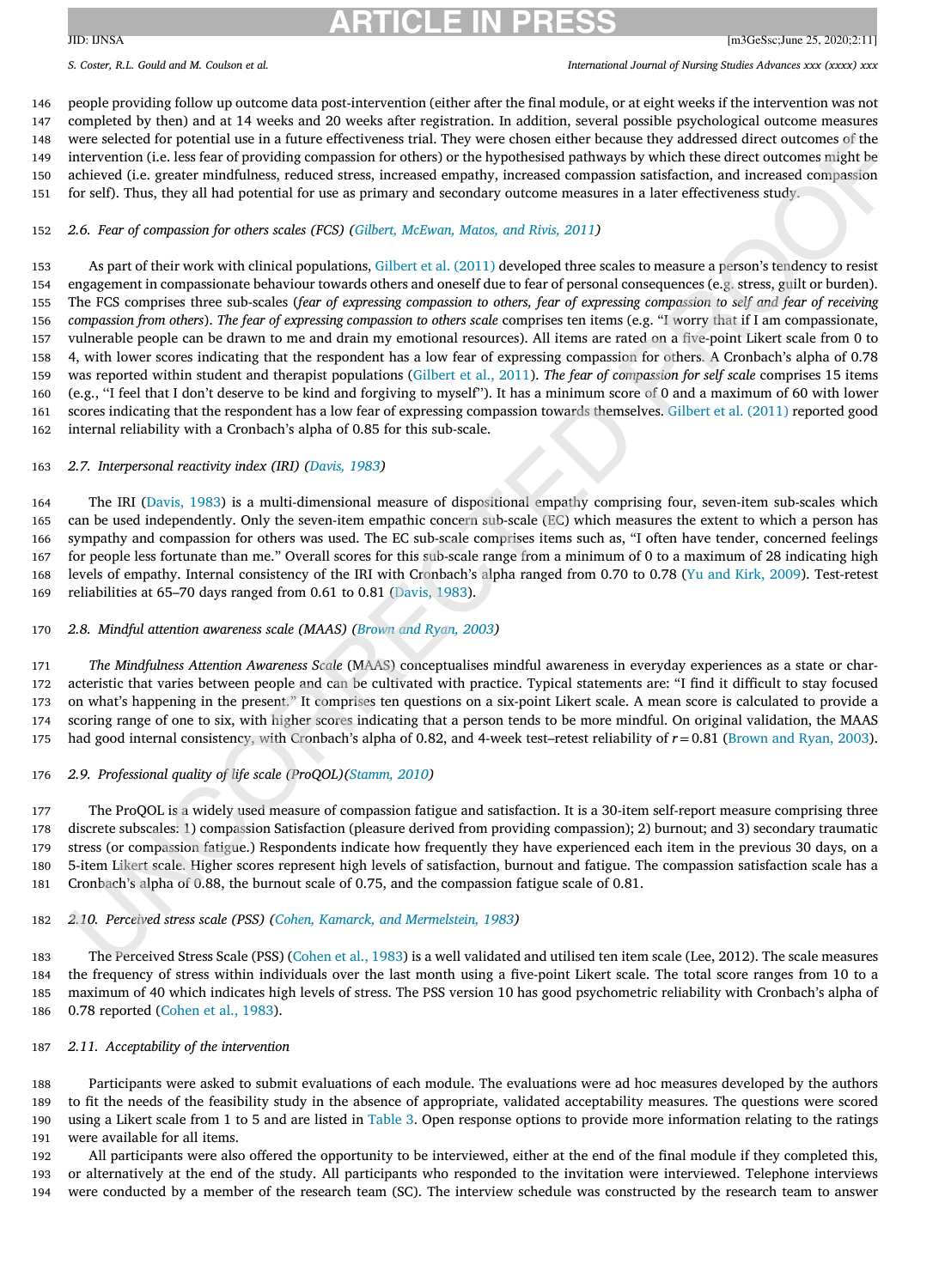people providing follow up outcome data post-intervention (either after the final module, or at eight weeks if the intervention was not completed by then) and at 14 weeks and 20 weeks after registration. In addition, several possible psychological outcome measures were selected for potential use in a future effectiveness trial. They were chosen either because they addressed direct outcomes of the intervention (i.e. less fear of providing compassion for others) or the hypothesised pathways by which these direct outcomes might be achieved (i.e. greater mindfulness, reduced stress, increased empathy, increased compassion satisfaction, and increased compassion for self). Thus, they all had potential for use as primary and secondary outcome measures in a later effectiveness study.

### 2.6. Fear of compassion for others scales (FCS) (Gilbert, McEwan, Matos, and Rivis, 2011)

As part of their work with clinical populations, Gilbert et al. (2011) developed three scales to measure a person's tendency to resist engagement in compassionate behaviour towards others and oneself due to fear of personal consequences (e.g. stress, guilt or burden). The FCS comprises three sub-scales (*fear of expressing compassion to others, fear of expressing compassion to self and fear of receiving compassion from others*). *The fear of expressing compassion to others scale* comprises ten items (e.g. "I worry that if I am compassionate, vulnerable people can be drawn to me and drain my emotional resources). All items are rated on a five-point Likert scale from 0 to 4, with lower scores indicating that the respondent has a low fear of expressing compassion for others. A Cronbach's alpha of 0.78 was reported within student and therapist populations (Gilbert et al., 2011). *The fear of compassion for self scale* comprises 15 items (e.g., "I feel that I don't deserve to be kind and forgiving to myself"). It has a minimum score of 0 and a maximum of 60 with lower scores indicating that the respondent has a low fear of expressing compassion towards themselves. Gilbert et al. (2011) reported good internal reliability with a Cronbach's alpha of 0.85 for this sub-scale.

### 2.7. Interpersonal reactivity index (IRI) (Davis, 1983)

The IRI (Davis, 1983) is a multi-dimensional measure of dispositional empathy comprising four, seven-item sub-scales which can be used independently. Only the seven-item empathic concern sub-scale (EC) which measures the extent to which a person has sympathy and compassion for others was used. The EC sub-scale comprises items such as, "I often have tender, concerned feelings for people less fortunate than me." Overall scores for this sub-scale range from a minimum of 0 to a maximum of 28 indicating high levels of empathy. Internal consistency of the IRI with Cronbach's alpha ranged from 0.70 to 0.78 (Yu and Kirk, 2009). Test-retest reliabilities at 65–70 days ranged from 0.61 to 0.81 (Davis, 1983).

### 2.8. Mindful attention awareness scale (MAAS) (Brown and Ryan, 2003)

*The Mindfulness Attention Awareness Scale* (MAAS) conceptualises mindful awareness in everyday experiences as a state or characteristic that varies between people and can be cultivated with practice. Typical statements are: "I find it difficult to stay focused on what's happening in the present." It comprises ten questions on a six-point Likert scale. A mean score is calculated to provide a scoring range of one to six, with higher scores indicating that a person tends to be more mindful. On original validation, the MAAS had good internal consistency, with Cronbach's alpha of 0.82, and 4-week test–retest reliability of $r = 0.81$ (Brown and Ryan, 2003).

### 2.9. Professional quality of life scale (ProQOL)(Stamm, 2010)

The ProQOL is a widely used measure of compassion fatigue and satisfaction. It is a 30-item self-report measure comprising three discrete subscales: 1) compassion Satisfaction (pleasure derived from providing compassion); 2) burnout; and 3) secondary traumatic stress (or compassion fatigue.) Respondents indicate how frequently they have experienced each item in the previous 30 days, on a 5-item Likert scale. Higher scores represent high levels of satisfaction, burnout and fatigue. The compassion satisfaction scale has a Cronbach's alpha of 0.88, the burnout scale of 0.75, and the compassion fatigue scale of 0.81.

### 2.10. Perceived stress scale (PSS) (Cohen, Kamarck, and Mermelstein, 1983)

The Perceived Stress Scale (PSS) (Cohen et al., 1983) is a well validated and utilised ten item scale (Lee, 2012). The scale measures the frequency of stress within individuals over the last month using a five-point Likert scale. The total score ranges from 10 to a maximum of 40 which indicates high levels of stress. The PSS version 10 has good psychometric reliability with Cronbach's alpha of 0.78 reported (Cohen et al., 1983).

### 2.11. Acceptability of the intervention

Participants were asked to submit evaluations of each module. The evaluations were ad hoc measures developed by the authors to fit the needs of the feasibility study in the absence of appropriate, validated acceptability measures. The questions were scored using a Likert scale from 1 to 5 and are listed in Table 3. Open response options to provide more information relating to the ratings were available for all items.

All participants were also offered the opportunity to be interviewed, either at the end of the final module if they completed this, or alternatively at the end of the study. All participants who responded to the invitation were interviewed. Telephone interviews were conducted by a member of the research team (SC). The interview schedule was constructed by the research team to answer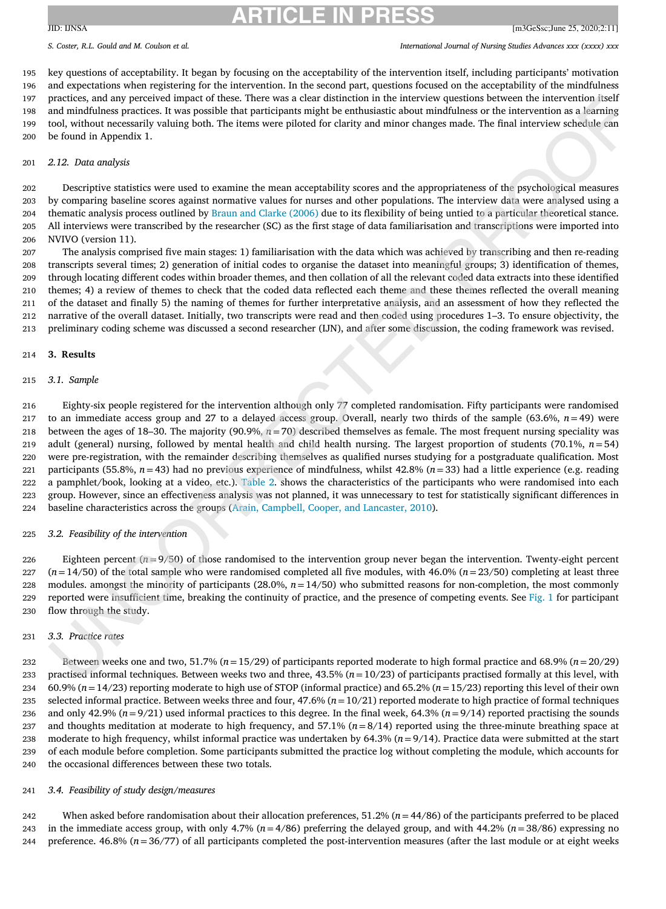key questions of acceptability. It began by focusing on the acceptability of the intervention itself, including participants' motivation and expectations when registering for the intervention. In the second part, questions focused on the acceptability of the mindfulness practices, and any perceived impact of these. There was a clear distinction in the interview questions between the intervention itself and mindfulness practices. It was possible that participants might be enthusiastic about mindfulness or the intervention as a learning tool, without necessarily valuing both. The items were piloted for clarity and minor changes made. The final interview schedule can be found in Appendix 1.

### 2.12. Data analysis

Descriptive statistics were used to examine the mean acceptability scores and the appropriateness of the psychological measures by comparing baseline scores against normative values for nurses and other populations. The interview data were analysed using a thematic analysis process outlined by Braun and Clarke (2006) due to its flexibility of being untied to a particular theoretical stance. All interviews were transcribed by the researcher (SC) as the first stage of data familiarisation and transcriptions were imported into NVIVO (version 11).

The analysis comprised five main stages: 1) familiarisation with the data which was achieved by transcribing and then re-reading transcripts several times; 2) generation of initial codes to organise the dataset into meaningful groups; 3) identification of themes, through locating different codes within broader themes, and then collation of all the relevant coded data extracts into these identified themes; 4) a review of themes to check that the coded data reflected each theme and these themes reflected the overall meaning of the dataset and finally 5) the naming of themes for further interpretative analysis, and an assessment of how they reflected the narrative of the overall dataset. Initially, two transcripts were read and then coded using procedures 1–3. To ensure objectivity, the preliminary coding scheme was discussed a second researcher (IJN), and after some discussion, the coding framework was revised.

## 3. Results

### 3.1. Sample

Eighty-six people registered for the intervention although only 77 completed randomisation. Fifty participants were randomised to an immediate access group and 27 to a delayed access group. Overall, nearly two thirds of the sample (63.6%, $n = 49$) were between the ages of 18–30. The majority (90.9%, $n = 70$) described themselves as female. The most frequent nursing speciality was adult (general) nursing, followed by mental health and child health nursing. The largest proportion of students (70.1%, $n = 54$) were pre-registration, with the remainder describing themselves as qualified nurses studying for a postgraduate qualification. Most participants (55.8%, $n = 43$) had no previous experience of mindfulness, whilst 42.8% ($n = 33$) had a little experience (e.g. reading a pamphlet/book, looking at a video, etc.). Table 2. shows the characteristics of the participants who were randomised into each group. However, since an effectiveness analysis was not planned, it was unnecessary to test for statistically significant differences in baseline characteristics across the groups (Arain, Campbell, Cooper, and Lancaster, 2010).

### 3.2. Feasibility of the intervention

Eighteen percent ($n = 9/50$) of those randomised to the intervention group never began the intervention. Twenty-eight percent ($n = 14/50$) of the total sample who were randomised completed all five modules, with 46.0% ($n = 23/50$) completing at least three modules. amongst the minority of participants (28.0%, $n = 14/50$) who submitted reasons for non-completion, the most commonly reported were insufficient time, breaking the continuity of practice, and the presence of competing events. See Fig. 1 for participant flow through the study.

### 3.3. Practice rates

Between weeks one and two, 51.7% ($n = 15/29$) of participants reported moderate to high formal practice and 68.9% ($n = 20/29$) practised informal techniques. Between weeks two and three, 43.5% ($n = 10/23$) of participants practised formally at this level, with 60.9% ($n = 14/23$) reporting moderate to high use of STOP (informal practice) and 65.2% ($n = 15/23$) reporting this level of their own selected informal practice. Between weeks three and four, 47.6% ($n = 10/21$) reported moderate to high practice of formal techniques and only 42.9% ($n = 9/21$) used informal practices to this degree. In the final week, 64.3% ($n = 9/14$) reported practising the sounds and thoughts meditation at moderate to high frequency, and 57.1% ($n = 8/14$) reported using the three-minute breathing space at moderate to high frequency, whilst informal practice was undertaken by 64.3% ($n = 9/14$). Practice data were submitted at the start of each module before completion. Some participants submitted the practice log without completing the module, which accounts for the occasional differences between these two totals.

### 3.4. Feasibility of study design/measures

When asked before randomisation about their allocation preferences, 51.2% ($n = 44/86$) of the participants preferred to be placed in the immediate access group, with only 4.7% ($n = 4/86$) preferring the delayed group, and with 44.2% ($n = 38/86$) expressing no preference. 46.8% ($n = 36/77$) of all participants completed the post-intervention measures (after the last module or at eight weeks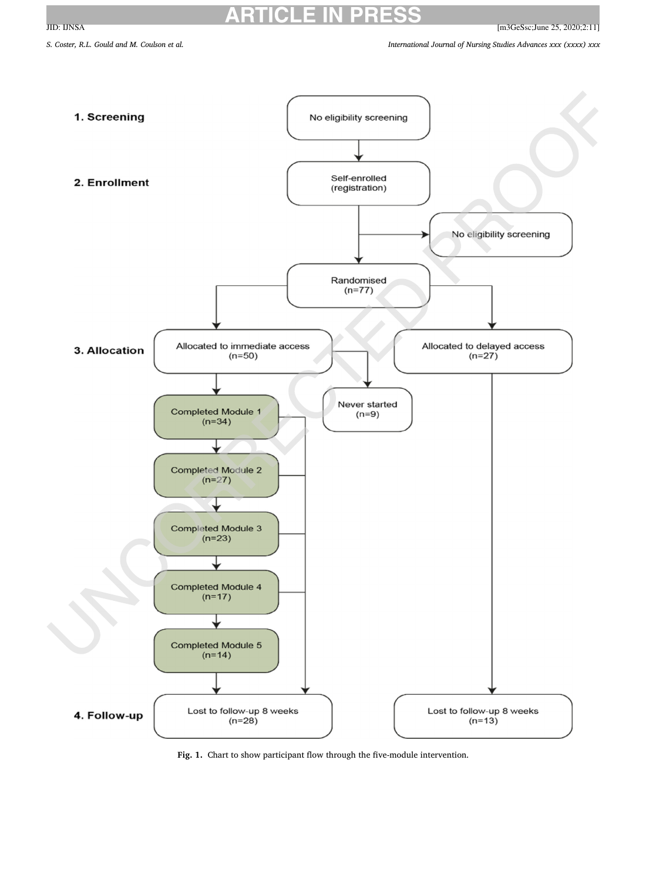**1. Screening**

No eligibility screening

**2. Enrollment**

Self-enrolled (registration)

No eligibility screening

Randomised (n=77)

**3. Allocation**

Allocated to immediate access (n=50)

Allocated to delayed access (n=27)

Never started (n=9)

Completed Module 1 (n=34)

Completed Module 2 (n=27)

Completed Module 3 (n=23)

Completed Module 4 (n=17)

Completed Module 5 (n=14)

**4. Follow-up**

Lost to follow-up 8 weeks (n=28)

Lost to follow-up 8 weeks (n=13)

**Fig. 1.** Chart to show participant flow through the five-module intervention.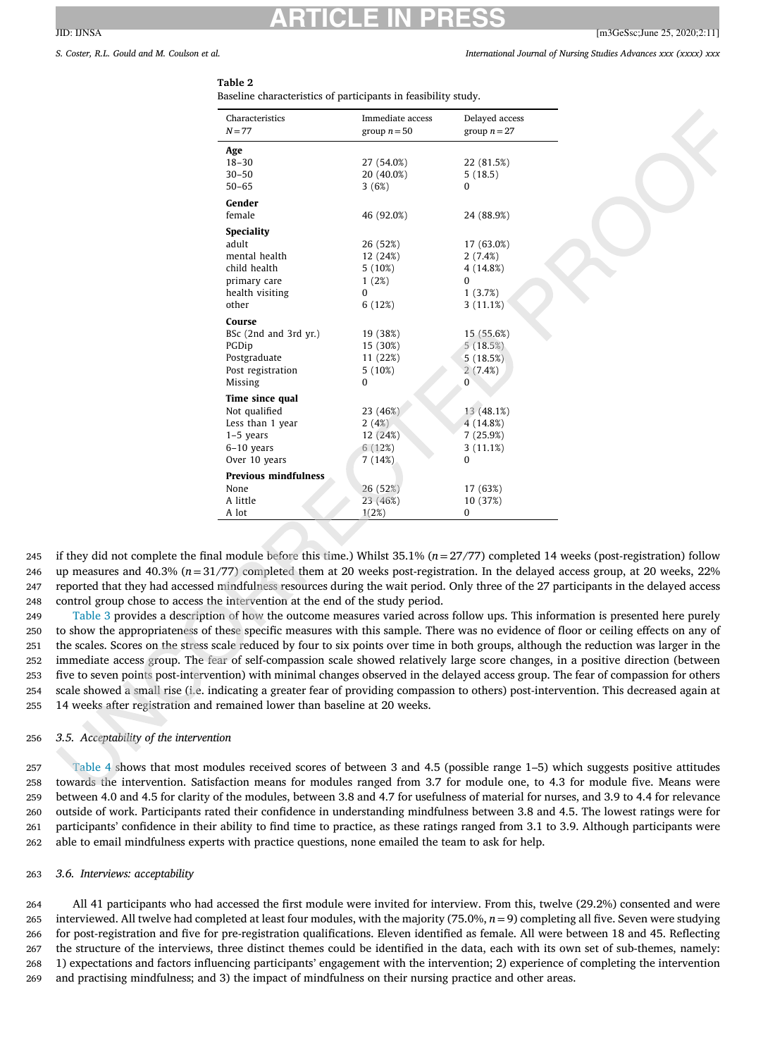**Table 2**
Baseline characteristics of participants in feasibility study.

| Characteristics $N=77$ | Immediate access group $n=50$ | Delayed access group $n=27$ |
|---|---|---|
| **Age** | | |
| 18–30 | 27 (54.0%) | 22 (81.5%) |
| 30–50 | 20 (40.0%) | 5 (18.5) |
| 50–65 | 3 (6%) | 0 |
| **Gender** | | |
| female | 46 (92.0%) | 24 (88.9%) |
| **Speciality** | | |
| adult | 26 (52%) | 17 (63.0%) |
| mental health | 12 (24%) | 2 (7.4%) |
| child health | 5 (10%) | 4 (14.8%) |
| primary care | 1 (2%) | 0 |
| health visiting | 0 | 1 (3.7%) |
| other | 6 (12%) | 3 (11.1%) |
| **Course** | | |
| BSc (2nd and 3rd yr.) | 19 (38%) | 15 (55.6%) |
| PGDip | 15 (30%) | 5 (18.5%) |
| Postgraduate | 11 (22%) | 5 (18.5%) |
| Post registration | 5 (10%) | 2 (7.4%) |
| Missing | 0 | 0 |
| **Time since qual** | | |
| Not qualified | 23 (46%) | 13 (48.1%) |
| Less than 1 year | 2 (4%) | 4 (14.8%) |
| 1–5 years | 12 (24%) | 7 (25.9%) |
| 6–10 years | 6 (12%) | 3 (11.1%) |
| Over 10 years | 7 (14%) | 0 |
| **Previous mindfulness** | | |
| None | 26 (52%) | 17 (63%) |
| A little | 23 (46%) | 10 (37%) |
| A lot | 1(2%) | 0 |

if they did not complete the final module before this time.) Whilst 35.1% ($n=27/77$) completed 14 weeks (post-registration) follow up measures and 40.3% ($n=31/77$) completed them at 20 weeks post-registration. In the delayed access group, at 20 weeks, 22% reported that they had accessed mindfulness resources during the wait period. Only three of the 27 participants in the delayed access control group chose to access the intervention at the end of the study period.

Table 3 provides a description of how the outcome measures varied across follow ups. This information is presented here purely to show the appropriateness of these specific measures with this sample. There was no evidence of floor or ceiling effects on any of the scales. Scores on the stress scale reduced by four to six points over time in both groups, although the reduction was larger in the immediate access group. The fear of self-compassion scale showed relatively large score changes, in a positive direction (between five to seven points post-intervention) with minimal changes observed in the delayed access group. The fear of compassion for others scale showed a small rise (i.e. indicating a greater fear of providing compassion to others) post-intervention. This decreased again at 14 weeks after registration and remained lower than baseline at 20 weeks.

### 3.5. *Acceptability of the intervention*

Table 4 shows that most modules received scores of between 3 and 4.5 (possible range 1–5) which suggests positive attitudes towards the intervention. Satisfaction means for modules ranged from 3.7 for module one, to 4.3 for module five. Means were between 4.0 and 4.5 for clarity of the modules, between 3.8 and 4.7 for usefulness of material for nurses, and 3.9 to 4.4 for relevance outside of work. Participants rated their confidence in understanding mindfulness between 3.8 and 4.5. The lowest ratings were for participants' confidence in their ability to find time to practice, as these ratings ranged from 3.1 to 3.9. Although participants were able to email mindfulness experts with practice questions, none emailed the team to ask for help.

### 3.6. *Interviews: acceptability*

All 41 participants who had accessed the first module were invited for interview. From this, twelve (29.2%) consented and were interviewed. All twelve had completed at least four modules, with the majority (75.0%, $n=9$) completing all five. Seven were studying for post-registration and five for pre-registration qualifications. Eleven identified as female. All were between 18 and 45. Reflecting the structure of the interviews, three distinct themes could be identified in the data, each with its own set of sub-themes, namely: 1) expectations and factors influencing participants' engagement with the intervention; 2) experience of completing the intervention and practising mindfulness; and 3) the impact of mindfulness on their nursing practice and other areas.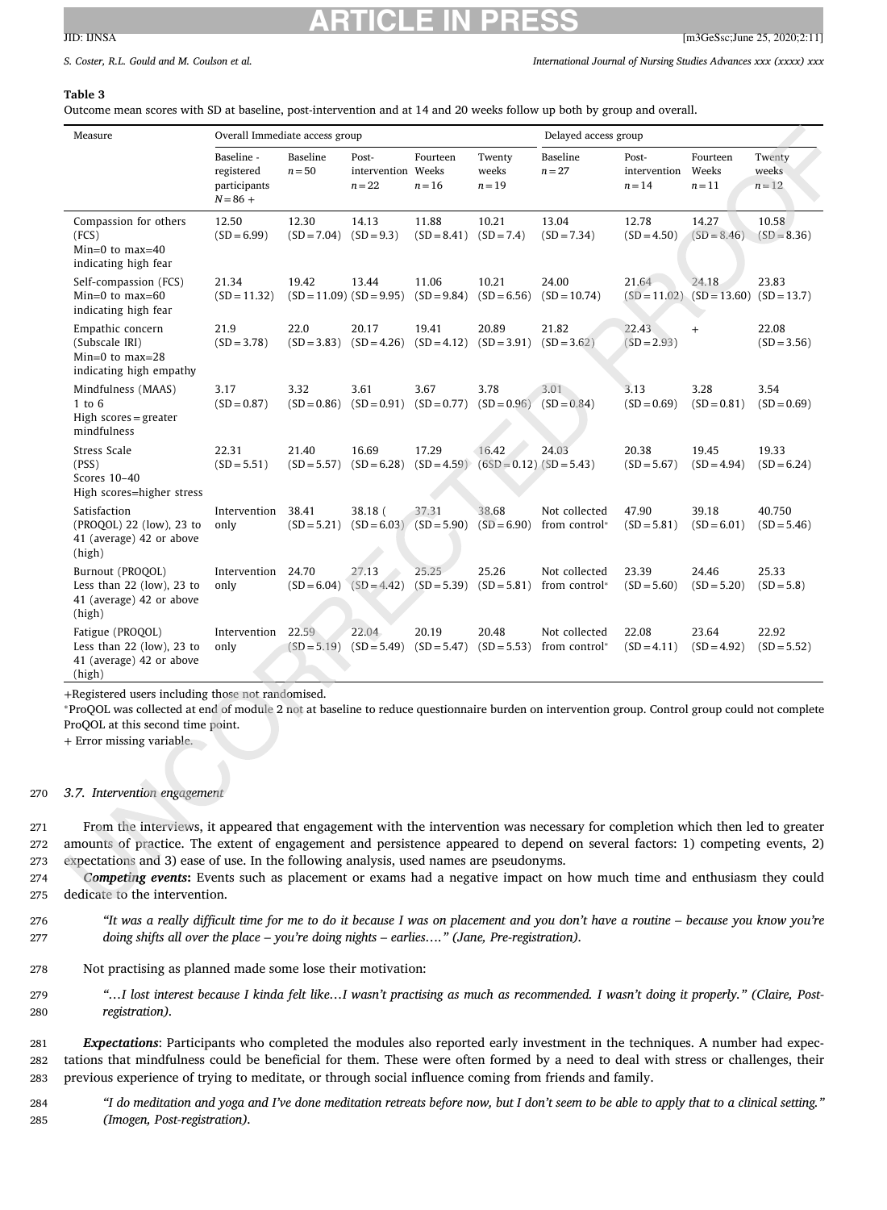**Table 3**

Outcome mean scores with SD at baseline, post-intervention and at 14 and 20 weeks follow up both by group and overall.

| Measure | Overall Immediate access group | | | | | Delayed access group | | | |
|---|---|---|---|---|---|---|---|---|---|
| | Baseline - registered participants $N=86+$ | Baseline $n=50$ | Post-intervention $n=22$ | Fourteen Weeks $n=16$ | Twenty weeks $n=19$ | Baseline $n=27$ | Post-intervention $n=14$ | Fourteen Weeks $n=11$ | Twenty weeks $n=12$ |
| Compassion for others (FCS) Min=0 to max=40 indicating high fear | 12.50 (SD = 6.99) | 12.30 (SD = 7.04) | 14.13 (SD = 9.3) | 11.88 (SD = 8.41) | 10.21 (SD = 7.4) | 13.04 (SD = 7.34) | 12.78 (SD = 4.50) | 14.27 (SD = 8.46) | 10.58 (SD = 8.36) |
| Self-compassion (FCS) Min=0 to max=60 indicating high fear | 21.34 (SD = 11.32) | 19.42 (SD = 11.09) | 13.44 (SD = 9.95) | 11.06 (SD = 9.84) | 10.21 (SD = 6.56) | 24.00 (SD = 10.74) | 21.64 (SD = 11.02) | 24.18 (SD = 13.60) | 23.83 (SD = 13.7) |
| Empathic concern (Subscale IRI) Min=0 to max=28 indicating high empathy | 21.9 (SD = 3.78) | 22.0 (SD = 3.83) | 20.17 (SD = 4.26) | 19.41 (SD = 4.12) | 20.89 (SD = 3.91) | 21.82 (SD = 3.62) | 22.43 (SD = 2.93) | + | 22.08 (SD = 3.56) |
| Mindfulness (MAAS) 1 to 6 High scores = greater mindfulness | 3.17 (SD = 0.87) | 3.32 (SD = 0.86) | 3.61 (SD = 0.91) | 3.67 (SD = 0.77) | 3.78 (SD = 0.96) | 3.01 (SD = 0.84) | 3.13 (SD = 0.69) | 3.28 (SD = 0.81) | 3.54 (SD = 0.69) |
| Stress Scale (PSS) Scores 10–40 High scores=higher stress | 22.31 (SD = 5.51) | 21.40 (SD = 5.57) | 16.69 (SD = 6.28) | 17.29 (SD = 4.59) | 16.42 (6SD = 0.12) | 24.03 (SD = 5.43) | 20.38 (SD = 5.67) | 19.45 (SD = 4.94) | 19.33 (SD = 6.24) |
| Satisfaction (PROQOL) 22 (low), 23 to 41 (average) 42 or above (high) | Intervention only | 38.41 (SD = 5.21) | 38.18 ( (SD = 6.03) | 37.31 (SD = 5.90) | 38.68 (SD = 6.90) | Not collected from control* | 47.90 (SD = 5.81) | 39.18 (SD = 6.01) | 40.750 (SD = 5.46) |
| Burnout (PROQOL) Less than 22 (low), 23 to 41 (average) 42 or above (high) | Intervention only | 24.70 (SD = 6.04) | 27.13 (SD = 4.42) | 25.25 (SD = 5.39) | 25.26 (SD = 5.81) | Not collected from control* | 23.39 (SD = 5.60) | 24.46 (SD = 5.20) | 25.33 (SD = 5.8) |
| Fatigue (PROQOL) Less than 22 (low), 23 to 41 (average) 42 or above (high) | Intervention only | 22.59 (SD = 5.19) | 22.04 (SD = 5.49) | 20.19 (SD = 5.47) | 20.48 (SD = 5.53) | Not collected from control* | 22.08 (SD = 4.11) | 23.64 (SD = 4.92) | 22.92 (SD = 5.52) |

+Registered users including those not randomised.

*ProQOL was collected at end of module 2 not at baseline to reduce questionnaire burden on intervention group. Control group could not complete ProQOL at this second time point.

+ Error missing variable.

### 3.7. Intervention engagement

From the interviews, it appeared that engagement with the intervention was necessary for completion which then led to greater amounts of practice. The extent of engagement and persistence appeared to depend on several factors: 1) competing events, 2) expectations and 3) ease of use. In the following analysis, used names are pseudonyms.

***Competing events*:** Events such as placement or exams had a negative impact on how much time and enthusiasm they could dedicate to the intervention.

> *"It was a really difficult time for me to do it because I was on placement and you don't have a routine – because you know you're doing shifts all over the place – you're doing nights – earlies…." (Jane, Pre-registration).*

Not practising as planned made some lose their motivation:

> *"…I lost interest because I kinda felt like…I wasn't practising as much as recommended. I wasn't doing it properly." (Claire, Post-registration).*

***Expectations***: Participants who completed the modules also reported early investment in the techniques. A number had expectations that mindfulness could be beneficial for them. These were often formed by a need to deal with stress or challenges, their previous experience of trying to meditate, or through social influence coming from friends and family.

> *"I do meditation and yoga and I've done meditation retreats before now, but I don't seem to be able to apply that to a clinical setting." (Imogen, Post-registration).*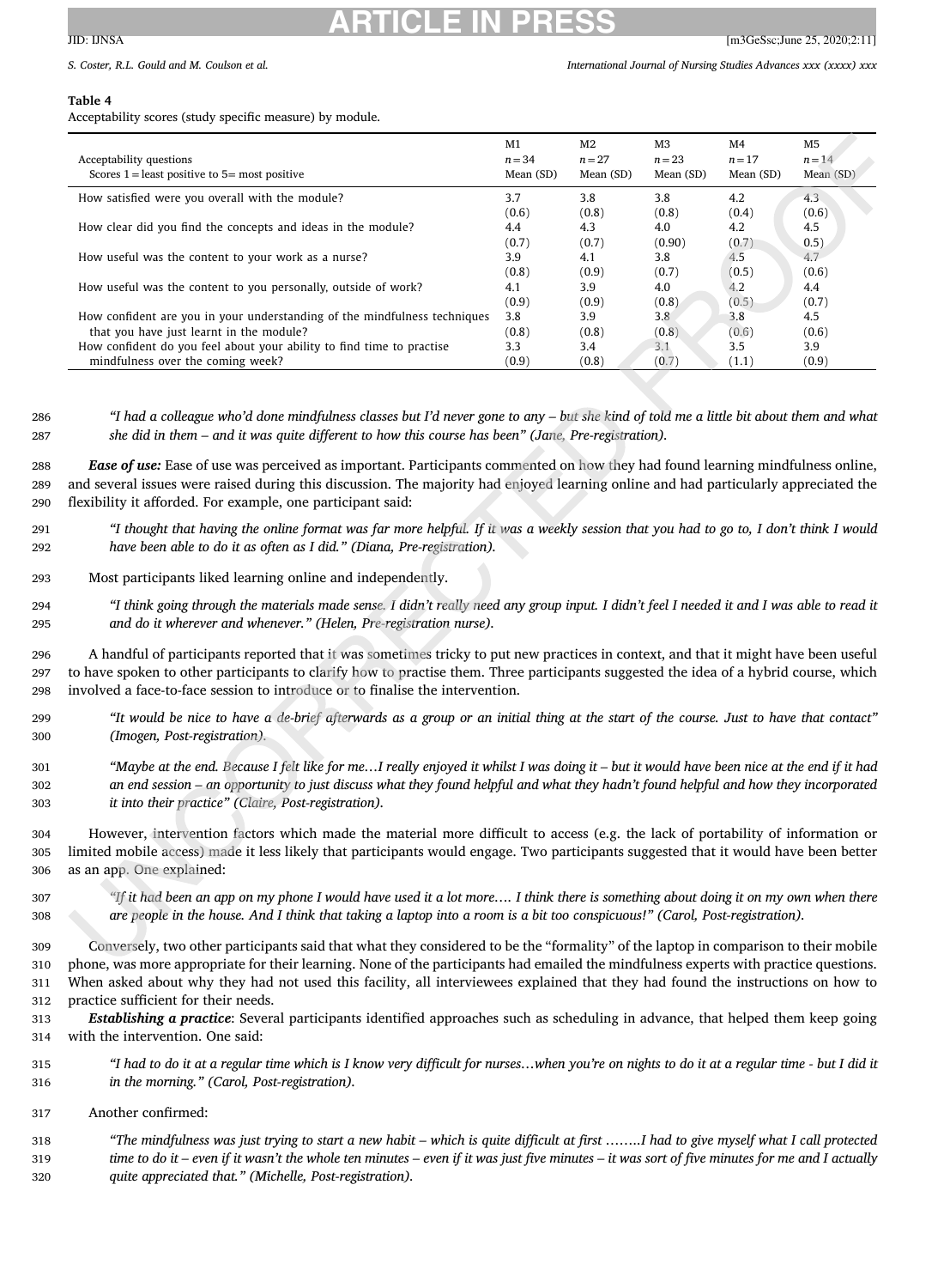**Table 4**
Acceptability scores (study specific measure) by module.

| Acceptability questions<br>Scores 1 = least positive to 5= most positive | M1<br>$n = 34$<br>Mean (SD) | M2<br>$n = 27$<br>Mean (SD) | M3<br>$n = 23$<br>Mean (SD) | M4<br>$n = 17$<br>Mean (SD) | M5<br>$n = 14$<br>Mean (SD) |
|---|---|---|---|---|---|
| How satisfied were you overall with the module? | 3.7<br>(0.6) | 3.8<br>(0.8) | 3.8<br>(0.8) | 4.2<br>(0.4) | 4.3<br>(0.6) |
| How clear did you find the concepts and ideas in the module? | 4.4<br>(0.7) | 4.3<br>(0.7) | 4.0<br>(0.90) | 4.2<br>(0.7) | 4.5<br>0.5) |
| How useful was the content to your work as a nurse? | 3.9<br>(0.8) | 4.1<br>(0.9) | 3.8<br>(0.7) | 4.5<br>(0.5) | 4.7<br>(0.6) |
| How useful was the content to you personally, outside of work? | 4.1<br>(0.9) | 3.9<br>(0.9) | 4.0<br>(0.8) | 4.2<br>(0.5) | 4.4<br>(0.7) |
| How confident are you in your understanding of the mindfulness techniques that you have just learnt in the module? | 3.8<br>(0.8) | 3.9<br>(0.8) | 3.8<br>(0.8) | 3.8<br>(0.6) | 4.5<br>(0.6) |
| How confident do you feel about your ability to find time to practise mindfulness over the coming week? | 3.3<br>(0.9) | 3.4<br>(0.8) | 3.1<br>(0.7) | 3.5<br>(1.1) | 3.9<br>(0.9) |

> *"I had a colleague who'd done mindfulness classes but I'd never gone to any – but she kind of told me a little bit about them and what she did in them – and it was quite different to how this course has been" (Jane, Pre-registration).*

***Ease of use:*** Ease of use was perceived as important. Participants commented on how they had found learning mindfulness online, and several issues were raised during this discussion. The majority had enjoyed learning online and had particularly appreciated the flexibility it afforded. For example, one participant said:

> *"I thought that having the online format was far more helpful. If it was a weekly session that you had to go to, I don't think I would have been able to do it as often as I did." (Diana, Pre-registration).*

Most participants liked learning online and independently.

> *"I think going through the materials made sense. I didn't really need any group input. I didn't feel I needed it and I was able to read it and do it wherever and whenever." (Helen, Pre-registration nurse).*

A handful of participants reported that it was sometimes tricky to put new practices in context, and that it might have been useful to have spoken to other participants to clarify how to practise them. Three participants suggested the idea of a hybrid course, which involved a face-to-face session to introduce or to finalise the intervention.

> *"It would be nice to have a de-brief afterwards as a group or an initial thing at the start of the course. Just to have that contact" (Imogen, Post-registration).*

> *"Maybe at the end. Because I felt like for me…I really enjoyed it whilst I was doing it – but it would have been nice at the end if it had an end session – an opportunity to just discuss what they found helpful and what they hadn't found helpful and how they incorporated it into their practice" (Claire, Post-registration).*

However, intervention factors which made the material more difficult to access (e.g. the lack of portability of information or limited mobile access) made it less likely that participants would engage. Two participants suggested that it would have been better as an app. One explained:

> *"If it had been an app on my phone I would have used it a lot more…. I think there is something about doing it on my own when there are people in the house. And I think that taking a laptop into a room is a bit too conspicuous!" (Carol, Post-registration).*

Conversely, two other participants said that what they considered to be the "formality" of the laptop in comparison to their mobile phone, was more appropriate for their learning. None of the participants had emailed the mindfulness experts with practice questions. When asked about why they had not used this facility, all interviewees explained that they had found the instructions on how to practice sufficient for their needs.

***Establishing a practice***: Several participants identified approaches such as scheduling in advance, that helped them keep going with the intervention. One said:

> *"I had to do it at a regular time which is I know very difficult for nurses…when you're on nights to do it at a regular time - but I did it in the morning." (Carol, Post-registration).*

Another confirmed:

> *"The mindfulness was just trying to start a new habit – which is quite difficult at first ……..I had to give myself what I call protected time to do it – even if it wasn't the whole ten minutes – even if it was just five minutes – it was sort of five minutes for me and I actually quite appreciated that." (Michelle, Post-registration).*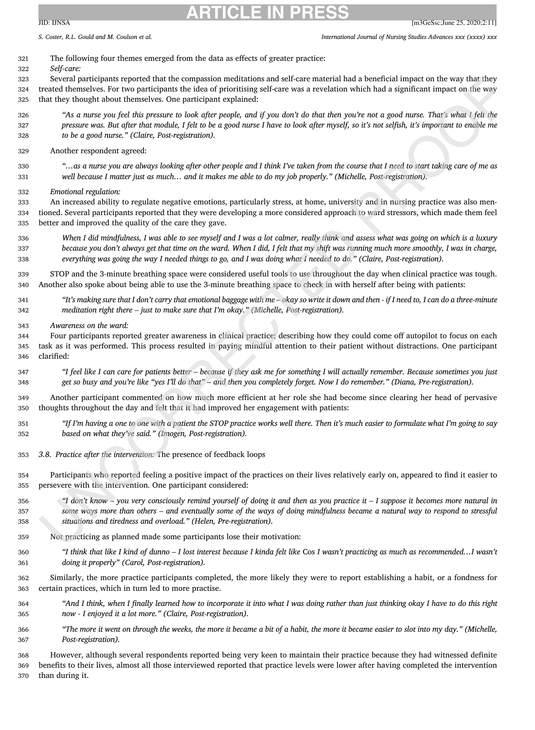The following four themes emerged from the data as effects of greater practice:

*Self-care:*

Several participants reported that the compassion meditations and self-care material had a beneficial impact on the way that they treated themselves. For two participants the idea of prioritising self-care was a revelation which had a significant impact on the way that they thought about themselves. One participant explained:

> *"As a nurse you feel this pressure to look after people, and if you don't do that then you're not a good nurse. That's what I felt the pressure was. But after that module, I felt to be a good nurse I have to look after myself, so it's not selfish, it's important to enable me to be a good nurse." (Claire, Post-registration).*

Another respondent agreed:

> *"…as a nurse you are always looking after other people and I think I've taken from the course that I need to start taking care of me as well because I matter just as much… and it makes me able to do my job properly." (Michelle, Post-registration).*

*Emotional regulation:*

An increased ability to regulate negative emotions, particularly stress, at home, university and in nursing practice was also mentioned. Several participants reported that they were developing a more considered approach to ward stressors, which made them feel better and improved the quality of the care they gave.

> *When I did mindfulness, I was able to see myself and I was a lot calmer, really think and assess what was going on which is a luxury because you don't always get that time on the ward. When I did, I felt that my shift was running much more smoothly, I was in charge, everything was going the way I needed things to go, and I was doing what I needed to do." (Claire, Post-registration).*

STOP and the 3-minute breathing space were considered useful tools to use throughout the day when clinical practice was tough. Another also spoke about being able to use the 3-minute breathing space to check in with herself after being with patients:

> *"It's making sure that I don't carry that emotional baggage with me – okay so write it down and then - if I need to, I can do a three-minute meditation right there – just to make sure that I'm okay." (Michelle, Post-registration).*

*Awareness on the ward:*

Four participants reported greater awareness in clinical practice; describing how they could come off autopilot to focus on each task as it was performed. This process resulted in paying mindful attention to their patient without distractions. One participant clarified:

> *"I feel like I can care for patients better – because if they ask me for something I will actually remember. Because sometimes you just get so busy and you're like "yes I'll do that" – and then you completely forget. Now I do remember." (Diana, Pre-registration).*

Another participant commented on how much more efficient at her role she had become since clearing her head of pervasive thoughts throughout the day and felt that it had improved her engagement with patients:

> *"If I'm having a one to one with a patient the STOP practice works well there. Then it's much easier to formulate what I'm going to say based on what they've said." (Imogen, Post-registration).*

### 3.8. *Practice after the intervention:* The presence of feedback loops

Participants who reported feeling a positive impact of the practices on their lives relatively early on, appeared to find it easier to persevere with the intervention. One participant considered:

> *"I don't know – you very consciously remind yourself of doing it and then as you practice it – I suppose it becomes more natural in some ways more than others – and eventually some of the ways of doing mindfulness became a natural way to respond to stressful situations and tiredness and overload." (Helen, Pre-registration).*

Not practicing as planned made some participants lose their motivation:

> *"I think that like I kind of dunno – I lost interest because I kinda felt like* Cos *I wasn't practicing as much as recommended…I wasn't doing it properly" (Carol, Post-registration).*

Similarly, the more practice participants completed, the more likely they were to report establishing a habit, or a fondness for certain practices, which in turn led to more practise.

> *"And I think, when I finally learned how to incorporate it into what I was doing rather than just thinking okay I have to do this right now - I enjoyed it a lot more." (Claire, Post-registration).*

> *"The more it went on through the weeks, the more it became a bit of a habit, the more it became easier to slot into my day." (Michelle, Post-registration).*

However, although several respondents reported being very keen to maintain their practice because they had witnessed definite benefits to their lives, almost all those interviewed reported that practice levels were lower after having completed the intervention than during it.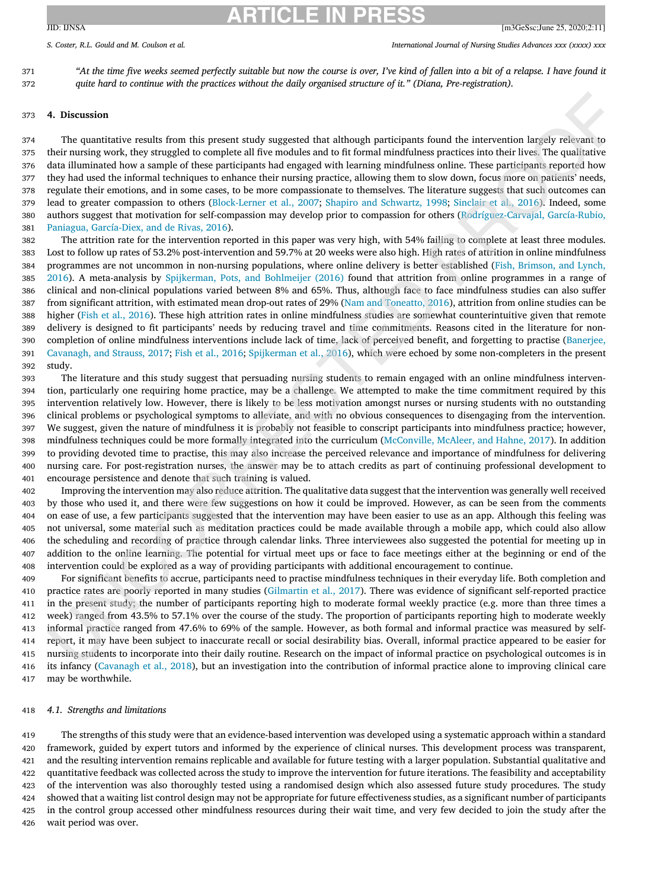*"At the time five weeks seemed perfectly suitable but now the course is over, I've kind of fallen into a bit of a relapse. I have found it quite hard to continue with the practices without the daily organised structure of it." (Diana, Pre-registration).*

## 4. Discussion

The quantitative results from this present study suggested that although participants found the intervention largely relevant to their nursing work, they struggled to complete all five modules and to fit formal mindfulness practices into their lives. The qualitative data illuminated how a sample of these participants had engaged with learning mindfulness online. These participants reported how they had used the informal techniques to enhance their nursing practice, allowing them to slow down, focus more on patients' needs, regulate their emotions, and in some cases, to be more compassionate to themselves. The literature suggests that such outcomes can lead to greater compassion to others (Block-Lerner et al., 2007; Shapiro and Schwartz, 1998; Sinclair et al., 2016). Indeed, some authors suggest that motivation for self-compassion may develop prior to compassion for others (Rodríguez-Carvajal, García-Rubio, Paniagua, García-Diex, and de Rivas, 2016).

The attrition rate for the intervention reported in this paper was very high, with 54% failing to complete at least three modules. Lost to follow up rates of 53.2% post-intervention and 59.7% at 20 weeks were also high. High rates of attrition in online mindfulness programmes are not uncommon in non-nursing populations, where online delivery is better established (Fish, Brimson, and Lynch, 2016). A meta-analysis by Spijkerman, Pots, and Bohlmeijer (2016) found that attrition from online programmes in a range of clinical and non-clinical populations varied between 8% and 65%. Thus, although face to face mindfulness studies can also suffer from significant attrition, with estimated mean drop-out rates of 29% (Nam and Toneatto, 2016), attrition from online studies can be higher (Fish et al., 2016). These high attrition rates in online mindfulness studies are somewhat counterintuitive given that remote delivery is designed to fit participants' needs by reducing travel and time commitments. Reasons cited in the literature for non-completion of online mindfulness interventions include lack of time, lack of perceived benefit, and forgetting to practise (Banerjee, Cavanagh, and Strauss, 2017; Fish et al., 2016; Spijkerman et al., 2016), which were echoed by some non-completers in the present study.

The literature and this study suggest that persuading nursing students to remain engaged with an online mindfulness intervention, particularly one requiring home practice, may be a challenge. We attempted to make the time commitment required by this intervention relatively low. However, there is likely to be less motivation amongst nurses or nursing students with no outstanding clinical problems or psychological symptoms to alleviate, and with no obvious consequences to disengaging from the intervention. We suggest, given the nature of mindfulness it is probably not feasible to conscript participants into mindfulness practice; however, mindfulness techniques could be more formally integrated into the curriculum (McConville, McAleer, and Hahne, 2017). In addition to providing devoted time to practise, this may also increase the perceived relevance and importance of mindfulness for delivering nursing care. For post-registration nurses, the answer may be to attach credits as part of continuing professional development to encourage persistence and denote that such training is valued.

Improving the intervention may also reduce attrition. The qualitative data suggest that the intervention was generally well received by those who used it, and there were few suggestions on how it could be improved. However, as can be seen from the comments on ease of use, a few participants suggested that the intervention may have been easier to use as an app. Although this feeling was not universal, some material such as meditation practices could be made available through a mobile app, which could also allow the scheduling and recording of practice through calendar links. Three interviewees also suggested the potential for meeting up in addition to the online learning. The potential for virtual meet ups or face to face meetings either at the beginning or end of the intervention could be explored as a way of providing participants with additional encouragement to continue.

For significant benefits to accrue, participants need to practise mindfulness techniques in their everyday life. Both completion and practice rates are poorly reported in many studies (Gilmartin et al., 2017). There was evidence of significant self-reported practice in the present study; the number of participants reporting high to moderate formal weekly practice (e.g. more than three times a week) ranged from 43.5% to 57.1% over the course of the study. The proportion of participants reporting high to moderate weekly informal practice ranged from 47.6% to 69% of the sample. However, as both formal and informal practice was measured by self-report, it may have been subject to inaccurate recall or social desirability bias. Overall, informal practice appeared to be easier for nursing students to incorporate into their daily routine. Research on the impact of informal practice on psychological outcomes is in its infancy (Cavanagh et al., 2018), but an investigation into the contribution of informal practice alone to improving clinical care may be worthwhile.

### *4.1. Strengths and limitations*

The strengths of this study were that an evidence-based intervention was developed using a systematic approach within a standard framework, guided by expert tutors and informed by the experience of clinical nurses. This development process was transparent, and the resulting intervention remains replicable and available for future testing with a larger population. Substantial qualitative and quantitative feedback was collected across the study to improve the intervention for future iterations. The feasibility and acceptability of the intervention was also thoroughly tested using a randomised design which also assessed future study procedures. The study showed that a waiting list control design may not be appropriate for future effectiveness studies, as a significant number of participants in the control group accessed other mindfulness resources during their wait time, and very few decided to join the study after the wait period was over.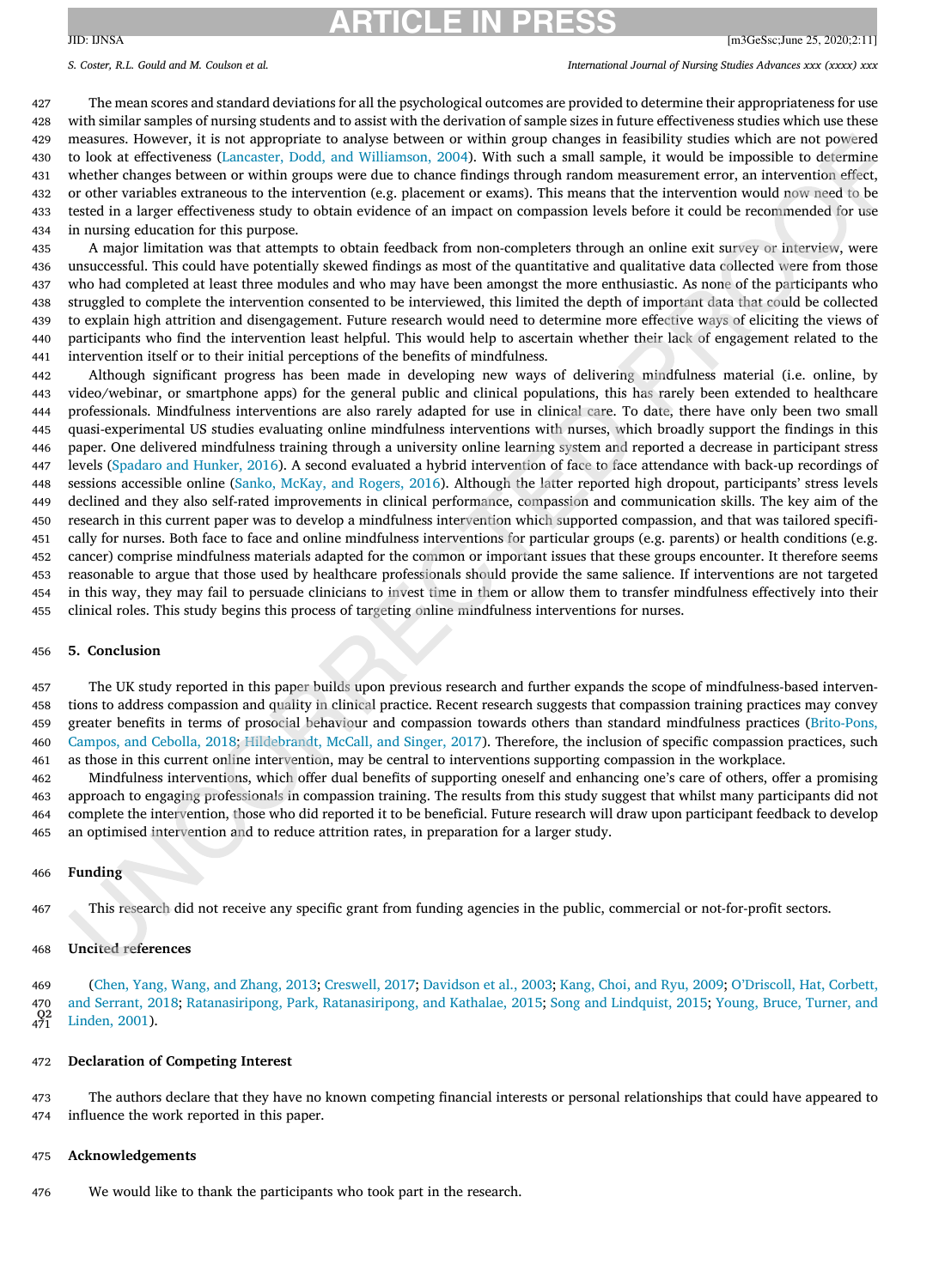The mean scores and standard deviations for all the psychological outcomes are provided to determine their appropriateness for use with similar samples of nursing students and to assist with the derivation of sample sizes in future effectiveness studies which use these measures. However, it is not appropriate to analyse between or within group changes in feasibility studies which are not powered to look at effectiveness (Lancaster, Dodd, and Williamson, 2004). With such a small sample, it would be impossible to determine whether changes between or within groups were due to chance findings through random measurement error, an intervention effect, or other variables extraneous to the intervention (e.g. placement or exams). This means that the intervention would now need to be tested in a larger effectiveness study to obtain evidence of an impact on compassion levels before it could be recommended for use in nursing education for this purpose.

A major limitation was that attempts to obtain feedback from non-completers through an online exit survey or interview, were unsuccessful. This could have potentially skewed findings as most of the quantitative and qualitative data collected were from those who had completed at least three modules and who may have been amongst the more enthusiastic. As none of the participants who struggled to complete the intervention consented to be interviewed, this limited the depth of important data that could be collected to explain high attrition and disengagement. Future research would need to determine more effective ways of eliciting the views of participants who find the intervention least helpful. This would help to ascertain whether their lack of engagement related to the intervention itself or to their initial perceptions of the benefits of mindfulness.

Although significant progress has been made in developing new ways of delivering mindfulness material (i.e. online, by video/webinar, or smartphone apps) for the general public and clinical populations, this has rarely been extended to healthcare professionals. Mindfulness interventions are also rarely adapted for use in clinical care. To date, there have only been two small quasi-experimental US studies evaluating online mindfulness interventions with nurses, which broadly support the findings in this paper. One delivered mindfulness training through a university online learning system and reported a decrease in participant stress levels (Spadaro and Hunker, 2016). A second evaluated a hybrid intervention of face to face attendance with back-up recordings of sessions accessible online (Sanko, McKay, and Rogers, 2016). Although the latter reported high dropout, participants' stress levels declined and they also self-rated improvements in clinical performance, compassion and communication skills. The key aim of the research in this current paper was to develop a mindfulness intervention which supported compassion, and that was tailored specifically for nurses. Both face to face and online mindfulness interventions for particular groups (e.g. parents) or health conditions (e.g. cancer) comprise mindfulness materials adapted for the common or important issues that these groups encounter. It therefore seems reasonable to argue that those used by healthcare professionals should provide the same salience. If interventions are not targeted in this way, they may fail to persuade clinicians to invest time in them or allow them to transfer mindfulness effectively into their clinical roles. This study begins this process of targeting online mindfulness interventions for nurses.

## 5. Conclusion

The UK study reported in this paper builds upon previous research and further expands the scope of mindfulness-based interventions to address compassion and quality in clinical practice. Recent research suggests that compassion training practices may convey greater benefits in terms of prosocial behaviour and compassion towards others than standard mindfulness practices (Brito-Pons, Campos, and Cebolla, 2018; Hildebrandt, McCall, and Singer, 2017). Therefore, the inclusion of specific compassion practices, such as those in this current online intervention, may be central to interventions supporting compassion in the workplace.

Mindfulness interventions, which offer dual benefits of supporting oneself and enhancing one's care of others, offer a promising approach to engaging professionals in compassion training. The results from this study suggest that whilst many participants did not complete the intervention, those who did reported it to be beneficial. Future research will draw upon participant feedback to develop an optimised intervention and to reduce attrition rates, in preparation for a larger study.

## Funding

This research did not receive any specific grant from funding agencies in the public, commercial or not-for-profit sectors.

## Uncited references

(Chen, Yang, Wang, and Zhang, 2013; Creswell, 2017; Davidson et al., 2003; Kang, Choi, and Ryu, 2009; O'Driscoll, Hat, Corbett, and Serrant, 2018; Ratanasiripong, Park, Ratanasiripong, and Kathalae, 2015; Song and Lindquist, 2015; Young, Bruce, Turner, and Linden, 2001).

## Declaration of Competing Interest

The authors declare that they have no known competing financial interests or personal relationships that could have appeared to influence the work reported in this paper.

## Acknowledgements

We would like to thank the participants who took part in the research.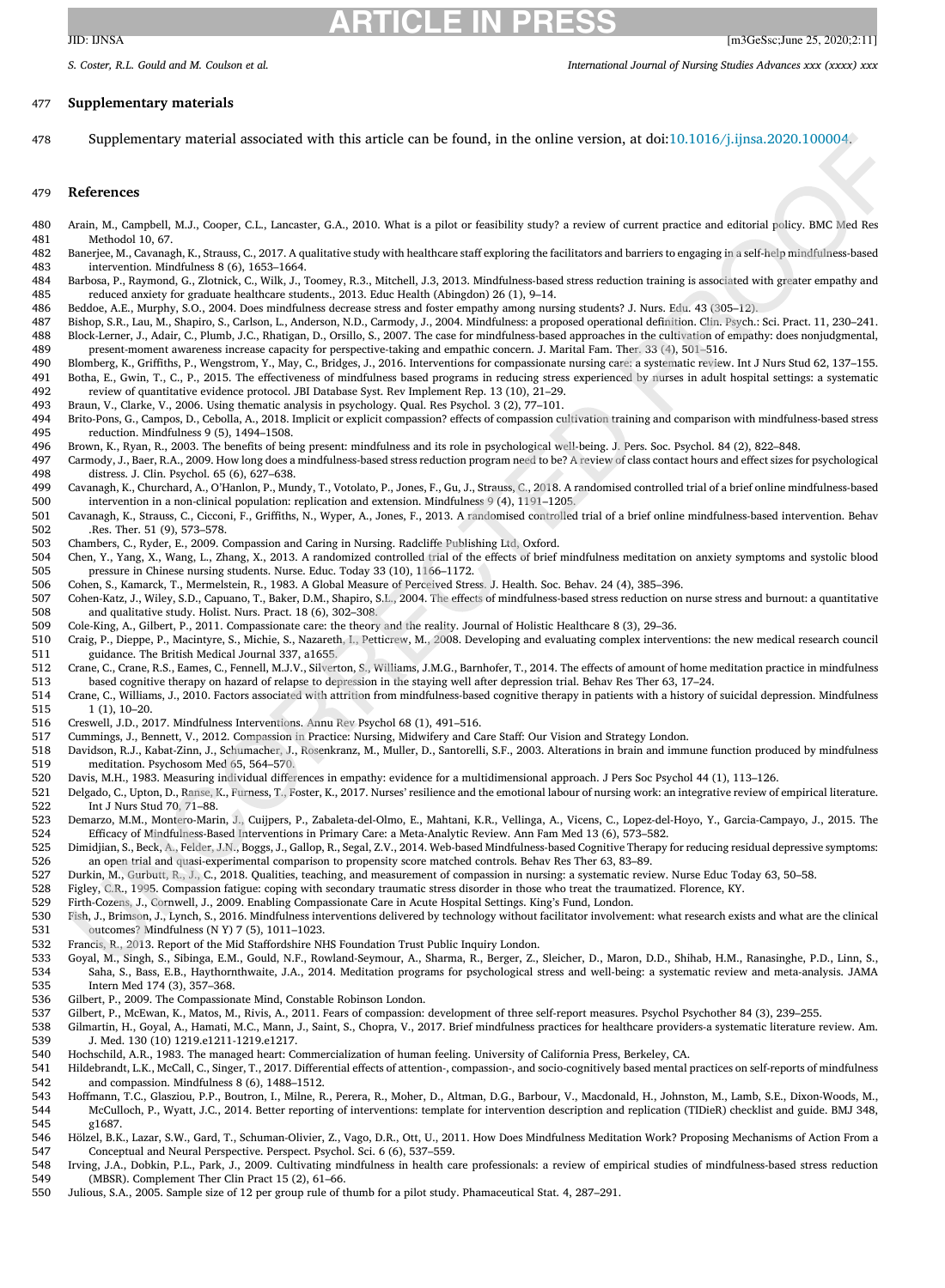## Supplementary materials

Supplementary material associated with this article can be found, in the online version, at doi:10.1016/j.ijnsa.2020.100004.

## References

Arain, M., Campbell, M.J., Cooper, C.L., Lancaster, G.A., 2010. What is a pilot or feasibility study? a review of current practice and editorial policy. BMC Med Res Methodol 10, 67.

Banerjee, M., Cavanagh, K., Strauss, C., 2017. A qualitative study with healthcare staff exploring the facilitators and barriers to engaging in a self-help mindfulness-based intervention. Mindfulness 8 (6), 1653–1664.

Barbosa, P., Raymond, G., Zlotnick, C., Wilk, J., Toomey, R.3., Mitchell, J.3, 2013. Mindfulness-based stress reduction training is associated with greater empathy and reduced anxiety for graduate healthcare students., 2013. Educ Health (Abingdon) 26 (1), 9–14.

Beddoe, A.E., Murphy, S.O., 2004. Does mindfulness decrease stress and foster empathy among nursing students? J. Nurs. Edu. 43 (305–12).

Bishop, S.R., Lau, M., Shapiro, S., Carlson, L., Anderson, N.D., Carmody, J., 2004. Mindfulness: a proposed operational definition. Clin. Psych.: Sci. Pract. 11, 230–241.

Block-Lerner, J., Adair, C., Plumb, J.C., Rhatigan, D., Orsillo, S., 2007. The case for mindfulness-based approaches in the cultivation of empathy: does nonjudgmental, present-moment awareness increase capacity for perspective-taking and empathic concern. J. Marital Fam. Ther. 33 (4), 501–516.

Blomberg, K., Griffiths, P., Wengstrom, Y., May, C., Bridges, J., 2016. Interventions for compassionate nursing care: a systematic review. Int J Nurs Stud 62, 137–155.

Botha, E., Gwin, T., C., P., 2015. The effectiveness of mindfulness based programs in reducing stress experienced by nurses in adult hospital settings: a systematic review of quantitative evidence protocol. JBI Database Syst. Rev Implement Rep. 13 (10), 21–29.

Braun, V., Clarke, V., 2006. Using thematic analysis in psychology. Qual. Res Psychol. 3 (2), 77–101.

Brito-Pons, G., Campos, D., Cebolla, A., 2018. Implicit or explicit compassion? effects of compassion cultivation training and comparison with mindfulness-based stress reduction. Mindfulness 9 (5), 1494–1508.

Brown, K., Ryan, R., 2003. The benefits of being present: mindfulness and its role in psychological well-being. J. Pers. Soc. Psychol. 84 (2), 822–848.

Carmody, J., Baer, R.A., 2009. How long does a mindfulness-based stress reduction program need to be? A review of class contact hours and effect sizes for psychological distress. J. Clin. Psychol. 65 (6), 627–638.

Cavanagh, K., Churchard, A., O'Hanlon, P., Mundy, T., Votolato, P., Jones, F., Gu, J., Strauss, C., 2018. A randomised controlled trial of a brief online mindfulness-based intervention in a non-clinical population: replication and extension. Mindfulness 9 (4), 1191–1205.

Cavanagh, K., Strauss, C., Cicconi, F., Griffiths, N., Wyper, A., Jones, F., 2013. A randomised controlled trial of a brief online mindfulness-based intervention. Behav .Res. Ther. 51 (9), 573–578.

Chambers, C., Ryder, E., 2009. Compassion and Caring in Nursing. Radcliffe Publishing Ltd, Oxford.

Chen, Y., Yang, X., Wang, L., Zhang, X., 2013. A randomized controlled trial of the effects of brief mindfulness meditation on anxiety symptoms and systolic blood pressure in Chinese nursing students. Nurse. Educ. Today 33 (10), 1166–1172.

Cohen, S., Kamarck, T., Mermelstein, R., 1983. A Global Measure of Perceived Stress. J. Health. Soc. Behav. 24 (4), 385–396.

Cohen-Katz, J., Wiley, S.D., Capuano, T., Baker, D.M., Shapiro, S.L., 2004. The effects of mindfulness-based stress reduction on nurse stress and burnout: a quantitative and qualitative study. Holist. Nurs. Pract. 18 (6), 302–308.

Cole-King, A., Gilbert, P., 2011. Compassionate care: the theory and the reality. Journal of Holistic Healthcare 8 (3), 29–36.

Craig, P., Dieppe, P., Macintyre, S., Michie, S., Nazareth, I., Petticrew, M., 2008. Developing and evaluating complex interventions: the new medical research council guidance. The British Medical Journal 337, a1655.

Crane, C., Crane, R.S., Eames, C., Fennell, M.J.V., Silverton, S., Williams, J.M.G., Barnhofer, T., 2014. The effects of amount of home meditation practice in mindfulness based cognitive therapy on hazard of relapse to depression in the staying well after depression trial. Behav Res Ther 63, 17–24.

Crane, C., Williams, J., 2010. Factors associated with attrition from mindfulness-based cognitive therapy in patients with a history of suicidal depression. Mindfulness 1 (1), 10–20.

Creswell, J.D., 2017. Mindfulness Interventions. Annu Rev Psychol 68 (1), 491–516.

Cummings, J., Bennett, V., 2012. Compassion in Practice: Nursing, Midwifery and Care Staff: Our Vision and Strategy London.

Davidson, R.J., Kabat-Zinn, J., Schumacher, J., Rosenkranz, M., Muller, D., Santorelli, S.F., 2003. Alterations in brain and immune function produced by mindfulness meditation. Psychosom Med 65, 564–570.

Davis, M.H., 1983. Measuring individual differences in empathy: evidence for a multidimensional approach. J Pers Soc Psychol 44 (1), 113–126.

Delgado, C., Upton, D., Ranse, K., Furness, T., Foster, K., 2017. Nurses' resilience and the emotional labour of nursing work: an integrative review of empirical literature. Int J Nurs Stud 70, 71–88.

Demarzo, M.M., Montero-Marin, J., Cuijpers, P., Zabaleta-del-Olmo, E., Mahtani, K.R., Vellinga, A., Vicens, C., Lopez-del-Hoyo, Y., Garcia-Campayo, J., 2015. The Efficacy of Mindfulness-Based Interventions in Primary Care: a Meta-Analytic Review. Ann Fam Med 13 (6), 573–582.

Dimidjian, S., Beck, A., Felder, J.N., Boggs, J., Gallop, R., Segal, Z.V., 2014. Web-based Mindfulness-based Cognitive Therapy for reducing residual depressive symptoms: an open trial and quasi-experimental comparison to propensity score matched controls. Behav Res Ther 63, 83–89.

Durkin, M., Gurbutt, R., J., C., 2018. Qualities, teaching, and measurement of compassion in nursing: a systematic review. Nurse Educ Today 63, 50–58.

Figley, C.R., 1995. Compassion fatigue: coping with secondary traumatic stress disorder in those who treat the traumatized. Florence, KY.

Firth-Cozens, J., Cornwell, J., 2009. Enabling Compassionate Care in Acute Hospital Settings. King's Fund, London.

Fish, J., Brimson, J., Lynch, S., 2016. Mindfulness interventions delivered by technology without facilitator involvement: what research exists and what are the clinical outcomes? Mindfulness (N Y) 7 (5), 1011–1023.

Francis, R., 2013. Report of the Mid Staffordshire NHS Foundation Trust Public Inquiry London.

Goyal, M., Singh, S., Sibinga, E.M., Gould, N.F., Rowland-Seymour, A., Sharma, R., Berger, Z., Sleicher, D., Maron, D.D., Shihab, H.M., Ranasinghe, P.D., Linn, S., Saha, S., Bass, E.B., Haythornthwaite, J.A., 2014. Meditation programs for psychological stress and well-being: a systematic review and meta-analysis. JAMA Intern Med 174 (3), 357–368.

Gilbert, P., 2009. The Compassionate Mind, Constable Robinson London.

Gilbert, P., McEwan, K., Matos, M., Rivis, A., 2011. Fears of compassion: development of three self-report measures. Psychol Psychother 84 (3), 239–255.

Gilmartin, H., Goyal, A., Hamati, M.C., Mann, J., Saint, S., Chopra, V., 2017. Brief mindfulness practices for healthcare providers-a systematic literature review. Am. J. Med. 130 (10) 1219.e1211-1219.e1217.

Hochschild, A.R., 1983. The managed heart: Commercialization of human feeling. University of California Press, Berkeley, CA.

Hildebrandt, L.K., McCall, C., Singer, T., 2017. Differential effects of attention-, compassion-, and socio-cognitively based mental practices on self-reports of mindfulness and compassion. Mindfulness 8 (6), 1488–1512.

Hoffmann, T.C., Glasziou, P.P., Boutron, I., Milne, R., Perera, R., Moher, D., Altman, D.G., Barbour, V., Macdonald, H., Johnston, M., Lamb, S.E., Dixon-Woods, M., McCulloch, P., Wyatt, J.C., 2014. Better reporting of interventions: template for intervention description and replication (TIDieR) checklist and guide. BMJ 348, g1687.

Hölzel, B.K., Lazar, S.W., Gard, T., Schuman-Olivier, Z., Vago, D.R., Ott, U., 2011. How Does Mindfulness Meditation Work? Proposing Mechanisms of Action From a Conceptual and Neural Perspective. Perspect. Psychol. Sci. 6 (6), 537–559.

Irving, J.A., Dobkin, P.L., Park, J., 2009. Cultivating mindfulness in health care professionals: a review of empirical studies of mindfulness-based stress reduction (MBSR). Complement Ther Clin Pract 15 (2), 61–66.

Julious, S.A., 2005. Sample size of 12 per group rule of thumb for a pilot study. Phamaceutical Stat. 4, 287–291.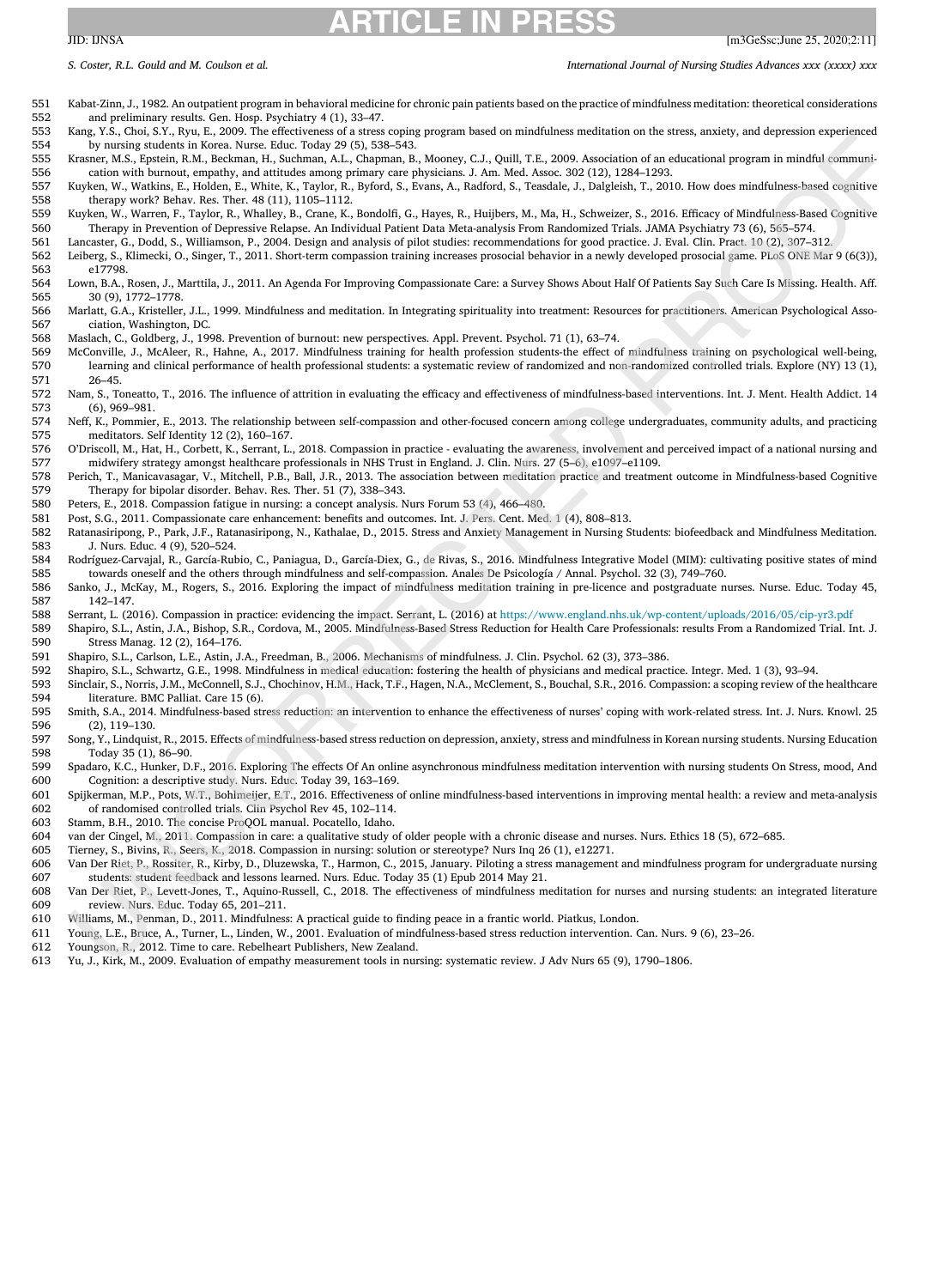Kabat-Zinn, J., 1982. An outpatient program in behavioral medicine for chronic pain patients based on the practice of mindfulness meditation: theoretical considerations and preliminary results. Gen. Hosp. Psychiatry 4 (1), 33–47.

Kang, Y.S., Choi, S.Y., Ryu, E., 2009. The effectiveness of a stress coping program based on mindfulness meditation on the stress, anxiety, and depression experienced by nursing students in Korea. Nurse. Educ. Today 29 (5), 538–543.

Krasner, M.S., Epstein, R.M., Beckman, H., Suchman, A.L., Chapman, B., Mooney, C.J., Quill, T.E., 2009. Association of an educational program in mindful communication with burnout, empathy, and attitudes among primary care physicians. J. Am. Med. Assoc. 302 (12), 1284–1293.

Kuyken, W., Watkins, E., Holden, E., White, K., Taylor, R., Byford, S., Evans, A., Radford, S., Teasdale, J., Dalgleish, T., 2010. How does mindfulness-based cognitive therapy work? Behav. Res. Ther. 48 (11), 1105–1112.

Kuyken, W., Warren, F., Taylor, R., Whalley, B., Crane, K., Bondolfi, G., Hayes, R., Huijbers, M., Ma, H., Schweizer, S., 2016. Efficacy of Mindfulness-Based Cognitive Therapy in Prevention of Depressive Relapse. An Individual Patient Data Meta-analysis From Randomized Trials. JAMA Psychiatry 73 (6), 565–574.

Lancaster, G., Dodd, S., Williamson, P., 2004. Design and analysis of pilot studies: recommendations for good practice. J. Eval. Clin. Pract. 10 (2), 307–312.

Leiberg, S., Klimecki, O., Singer, T., 2011. Short-term compassion training increases prosocial behavior in a newly developed prosocial game. PLoS ONE Mar 9 (6(3)), e17798.

Lown, B.A., Rosen, J., Marttila, J., 2011. An Agenda For Improving Compassionate Care: a Survey Shows About Half Of Patients Say Such Care Is Missing. Health. Aff. 30 (9), 1772–1778.

Marlatt, G.A., Kristeller, J.L., 1999. Mindfulness and meditation. In Integrating spirituality into treatment: Resources for practitioners. American Psychological Association, Washington, DC.

Maslach, C., Goldberg, J., 1998. Prevention of burnout: new perspectives. Appl. Prevent. Psychol. 71 (1), 63–74.

McConville, J., McAleer, R., Hahne, A., 2017. Mindfulness training for health profession students-the effect of mindfulness training on psychological well-being, learning and clinical performance of health professional students: a systematic review of randomized and non-randomized controlled trials. Explore (NY) 13 (1), 26–45.

Nam, S., Toneatto, T., 2016. The influence of attrition in evaluating the efficacy and effectiveness of mindfulness-based interventions. Int. J. Ment. Health Addict. 14 (6), 969–981.

Neff, K., Pommier, E., 2013. The relationship between self-compassion and other-focused concern among college undergraduates, community adults, and practicing meditators. Self Identity 12 (2), 160–167.

O'Driscoll, M., Hat, H., Corbett, K., Serrant, L., 2018. Compassion in practice - evaluating the awareness, involvement and perceived impact of a national nursing and midwifery strategy amongst healthcare professionals in NHS Trust in England. J. Clin. Nurs. 27 (5–6), e1097–e1109.

Perich, T., Manicavasagar, V., Mitchell, P.B., Ball, J.R., 2013. The association between meditation practice and treatment outcome in Mindfulness-based Cognitive Therapy for bipolar disorder. Behav. Res. Ther. 51 (7), 338–343.

Peters, E., 2018. Compassion fatigue in nursing: a concept analysis. Nurs Forum 53 (4), 466–480.

Post, S.G., 2011. Compassionate care enhancement: benefits and outcomes. Int. J. Pers. Cent. Med. 1 (4), 808–813.

Ratanasiripong, P., Park, J.F., Ratanasiripong, N., Kathalae, D., 2015. Stress and Anxiety Management in Nursing Students: biofeedback and Mindfulness Meditation. J. Nurs. Educ. 4 (9), 520–524.

Rodríguez-Carvajal, R., García-Rubio, C., Paniagua, D., García-Diex, G., de Rivas, S., 2016. Mindfulness Integrative Model (MIM): cultivating positive states of mind towards oneself and the others through mindfulness and self-compassion. Anales De Psicología / Annal. Psychol. 32 (3), 749–760.

Sanko, J., McKay, M., Rogers, S., 2016. Exploring the impact of mindfulness meditation training in pre-licence and postgraduate nurses. Nurse. Educ. Today 45, 142–147.

Serrant, L. (2016). Compassion in practice: evidencing the impact. Serrant, L. (2016) at https://www.england.nhs.uk/wp-content/uploads/2016/05/cip-yr3.pdf

Shapiro, S.L., Astin, J.A., Bishop, S.R., Cordova, M., 2005. Mindfulness-Based Stress Reduction for Health Care Professionals: results From a Randomized Trial. Int. J. Stress Manag. 12 (2), 164–176.

Shapiro, S.L., Carlson, L.E., Astin, J.A., Freedman, B., 2006. Mechanisms of mindfulness. J. Clin. Psychol. 62 (3), 373–386.

Shapiro, S.L., Schwartz, G.E., 1998. Mindfulness in medical education: fostering the health of physicians and medical practice. Integr. Med. 1 (3), 93–94.

Sinclair, S., Norris, J.M., McConnell, S.J., Chochinov, H.M., Hack, T.F., Hagen, N.A., McClement, S., Bouchal, S.R., 2016. Compassion: a scoping review of the healthcare literature. BMC Palliat. Care 15 (6).

Smith, S.A., 2014. Mindfulness-based stress reduction: an intervention to enhance the effectiveness of nurses' coping with work-related stress. Int. J. Nurs. Knowl. 25 (2), 119–130.

Song, Y., Lindquist, R., 2015. Effects of mindfulness-based stress reduction on depression, anxiety, stress and mindfulness in Korean nursing students. Nursing Education Today 35 (1), 86–90.

Spadaro, K.C., Hunker, D.F., 2016. Exploring The effects Of An online asynchronous mindfulness meditation intervention with nursing students On Stress, mood, And Cognition: a descriptive study. Nurs. Educ. Today 39, 163–169.

Spijkerman, M.P., Pots, W.T., Bohlmeijer, E.T., 2016. Effectiveness of online mindfulness-based interventions in improving mental health: a review and meta-analysis of randomised controlled trials. Clin Psychol Rev 45, 102–114.

Stamm, B.H., 2010. The concise ProQOL manual. Pocatello, Idaho.

van der Cingel, M., 2011. Compassion in care: a qualitative study of older people with a chronic disease and nurses. Nurs. Ethics 18 (5), 672–685.

Tierney, S., Bivins, R., Seers, K., 2018. Compassion in nursing: solution or stereotype? Nurs Inq 26 (1), e12271.

Van Der Riet, P., Rossiter, R., Kirby, D., Dluzewska, T., Harmon, C., 2015, January. Piloting a stress management and mindfulness program for undergraduate nursing students: student feedback and lessons learned. Nurs. Educ. Today 35 (1) Epub 2014 May 21.

Van Der Riet, P., Levett-Jones, T., Aquino-Russell, C., 2018. The effectiveness of mindfulness meditation for nurses and nursing students: an integrated literature review. Nurs. Educ. Today 65, 201–211.

Williams, M., Penman, D., 2011. Mindfulness: A practical guide to finding peace in a frantic world. Piatkus, London.

Young, L.E., Bruce, A., Turner, L., Linden, W., 2001. Evaluation of mindfulness-based stress reduction intervention. Can. Nurs. 9 (6), 23–26.

Youngson, R., 2012. Time to care. Rebelheart Publishers, New Zealand.

Yu, J., Kirk, M., 2009. Evaluation of empathy measurement tools in nursing: systematic review. J Adv Nurs 65 (9), 1790–1806.